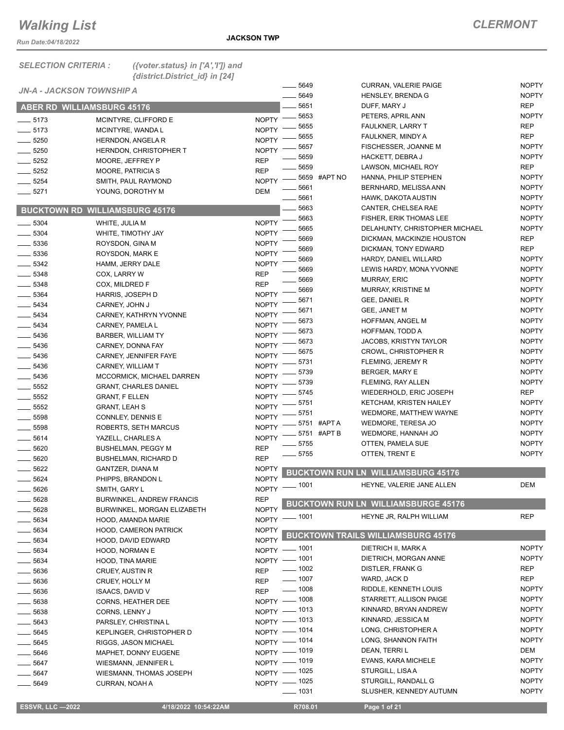# Walking List

**CLERMONT**

Run Date:04/18/2022

**JACKSON TWP**

*SELECTION CRITERIA : ({voter.status} in ['A','I']) and {district.District_id} in [24]*

*JN-A - JACKSON TOWNSHIP A*

## ABER RD WILLIAMSBURG 45176

| No. | Name | Party |
|---|---|---|
| ____ 5173 | MCINTYRE, CLIFFORD E | NOPTY |
| ____ 5173 | MCINTYRE, WANDA L | NOPTY |
| ____ 5250 | HERNDON, ANGELA R | NOPTY |
| ____ 5250 | HERNDON, CHRISTOPHER T | NOPTY |
| ____ 5252 | MOORE, JEFFREY P | REP |
| ____ 5252 | MOORE, PATRICIA S | REP |
| ____ 5254 | SMITH, PAUL RAYMOND | NOPTY |
| ____ 5271 | YOUNG, DOROTHY M | DEM |

## BUCKTOWN RD WILLIAMSBURG 45176

| No. | Name | Party |
|---|---|---|
| ____ 5304 | WHITE, JULIA M | NOPTY |
| ____ 5304 | WHITE, TIMOTHY JAY | NOPTY |
| ____ 5336 | ROYSDON, GINA M | NOPTY |
| ____ 5336 | ROYSDON, MARK E | NOPTY |
| ____ 5342 | HAMM, JERRY DALE | NOPTY |
| ____ 5348 | COX, LARRY W | REP |
| ____ 5348 | COX, MILDRED F | REP |
| ____ 5364 | HARRIS, JOSEPH D | NOPTY |
| ____ 5434 | CARNEY, JOHN J | NOPTY |
| ____ 5434 | CARNEY, KATHRYN YVONNE | NOPTY |
| ____ 5434 | CARNEY, PAMELA L | NOPTY |
| ____ 5436 | BARBER, WILLIAM TY | NOPTY |
| ____ 5436 | CARNEY, DONNA FAY | NOPTY |
| ____ 5436 | CARNEY, JENNIFER FAYE | NOPTY |
| ____ 5436 | CARNEY, WILLIAM T | NOPTY |
| ____ 5436 | MCCORMICK, MICHAEL DARREN | NOPTY |
| ____ 5552 | GRANT, CHARLES DANIEL | NOPTY |
| ____ 5552 | GRANT, F ELLEN | NOPTY |
| ____ 5552 | GRANT, LEAH S | NOPTY |
| ____ 5598 | CONNLEY, DENNIS E | NOPTY |
| ____ 5598 | ROBERTS, SETH MARCUS | NOPTY |
| ____ 5614 | YAZELL, CHARLES A | NOPTY |
| ____ 5620 | BUSHELMAN, PEGGY M | REP |
| ____ 5620 | BUSHELMAN, RICHARD D | REP |
| ____ 5622 | GANTZER, DIANA M | NOPTY |
| ____ 5624 | PHIPPS, BRANDON L | NOPTY |
| ____ 5626 | SMITH, GARY L | NOPTY |
| ____ 5628 | BURWINKEL, ANDREW FRANCIS | REP |
| ____ 5628 | BURWINKEL, MORGAN ELIZABETH | NOPTY |
| ____ 5634 | HOOD, AMANDA MARIE | NOPTY |
| ____ 5634 | HOOD, CAMERON PATRICK | NOPTY |
| ____ 5634 | HOOD, DAVID EDWARD | NOPTY |
| ____ 5634 | HOOD, NORMAN E | NOPTY |
| ____ 5634 | HOOD, TINA MARIE | NOPTY |
| ____ 5636 | CRUEY, AUSTIN R | REP |
| ____ 5636 | CRUEY, HOLLY M | REP |
| ____ 5636 | ISAACS, DAVID V | REP |
| ____ 5638 | CORNS, HEATHER DEE | NOPTY |
| ____ 5638 | CORNS, LENNY J | NOPTY |
| ____ 5643 | PARSLEY, CHRISTINA L | NOPTY |
| ____ 5645 | KEPLINGER, CHRISTOPHER D | NOPTY |
| ____ 5645 | RIGGS, JASON MICHAEL | NOPTY |
| ____ 5646 | MAPHET, DONNY EUGENE | NOPTY |
| ____ 5647 | WIESMANN, JENNIFER L | NOPTY |
| ____ 5647 | WIESMANN, THOMAS JOSEPH | NOPTY |
| ____ 5649 | CURRAN, NOAH A | NOPTY |
| ____ 5649 | CURRAN, VALERIE PAIGE | NOPTY |
| ____ 5649 | HENSLEY, BRENDA G | NOPTY |
| ____ 5651 | DUFF, MARY J | REP |
| ____ 5653 | PETERS, APRIL ANN | NOPTY |
| ____ 5655 | FAULKNER, LARRY T | REP |
| ____ 5655 | FAULKNER, MINDY A | REP |
| ____ 5657 | FISCHESSER, JOANNE M | NOPTY |
| ____ 5659 | HACKETT, DEBRA J | NOPTY |
| ____ 5659 | LAWSON, MICHAEL ROY | REP |
| ____ 5659 #APT NO | HANNA, PHILIP STEPHEN | NOPTY |
| ____ 5661 | BERNHARD, MELISSA ANN | NOPTY |
| ____ 5661 | HAWK, DAKOTA AUSTIN | NOPTY |
| ____ 5663 | CANTER, CHELSEA RAE | NOPTY |
| ____ 5663 | FISHER, ERIK THOMAS LEE | NOPTY |
| ____ 5665 | DELAHUNTY, CHRISTOPHER MICHAEL | NOPTY |
| ____ 5669 | DICKMAN, MACKINZIE HOUSTON | REP |
| ____ 5669 | DICKMAN, TONY EDWARD | REP |
| ____ 5669 | HARDY, DANIEL WILLARD | NOPTY |
| ____ 5669 | LEWIS HARDY, MONA YVONNE | NOPTY |
| ____ 5669 | MURRAY, ERIC | NOPTY |
| ____ 5669 | MURRAY, KRISTINE M | NOPTY |
| ____ 5671 | GEE, DANIEL R | NOPTY |
| ____ 5671 | GEE, JANET M | NOPTY |
| ____ 5673 | HOFFMAN, ANGEL M | NOPTY |
| ____ 5673 | HOFFMAN, TODD A | NOPTY |
| ____ 5673 | JACOBS, KRISTYN TAYLOR | NOPTY |
| ____ 5675 | CROWL, CHRISTOPHER R | NOPTY |
| ____ 5731 | FLEMING, JEREMY R | NOPTY |
| ____ 5739 | BERGER, MARY E | NOPTY |
| ____ 5739 | FLEMING, RAY ALLEN | NOPTY |
| ____ 5745 | WIEDERHOLD, ERIC JOSEPH | REP |
| ____ 5751 | KETCHAM, KRISTEN HAILEY | NOPTY |
| ____ 5751 | WEDMORE, MATTHEW WAYNE | NOPTY |
| ____ 5751 #APT A | WEDMORE, TERESA JO | NOPTY |
| ____ 5751 #APT B | WEDMORE, HANNAH JO | NOPTY |
| ____ 5755 | OTTEN, PAMELA SUE | NOPTY |
| ____ 5755 | OTTEN, TRENT E | NOPTY |

## BUCKTOWN RUN LN WILLIAMSBURG 45176

| No. | Name | Party |
|---|---|---|
| ____ 1001 | HEYNE, VALERIE JANE ALLEN | DEM |

## BUCKTOWN RUN LN WILLIAMSBURGE 45176

| No. | Name | Party |
|---|---|---|
| ____ 1001 | HEYNE JR, RALPH WILLIAM | REP |

## BUCKTOWN TRAILS WILLIAMSBURG 45176

| No. | Name | Party |
|---|---|---|
| ____ 1001 | DIETRICH II, MARK A | NOPTY |
| ____ 1001 | DIETRICH, MORGAN ANNE | NOPTY |
| ____ 1002 | DISTLER, FRANK G | REP |
| ____ 1007 | WARD, JACK D | REP |
| ____ 1008 | RIDDLE, KENNETH LOUIS | NOPTY |
| ____ 1008 | STARRETT, ALLISON PAIGE | NOPTY |
| ____ 1013 | KINNARD, BRYAN ANDREW | NOPTY |
| ____ 1013 | KINNARD, JESSICA M | NOPTY |
| ____ 1014 | LONG, CHRISTOPHER A | NOPTY |
| ____ 1014 | LONG, SHANNON FAITH | NOPTY |
| ____ 1019 | DEAN, TERRI L | DEM |
| ____ 1019 | EVANS, KARA MICHELE | NOPTY |
| ____ 1025 | STURGILL, LISA A | NOPTY |
| ____ 1025 | STURGILL, RANDALL G | NOPTY |
| ____ 1031 | SLUSHER, KENNEDY AUTUMN | NOPTY |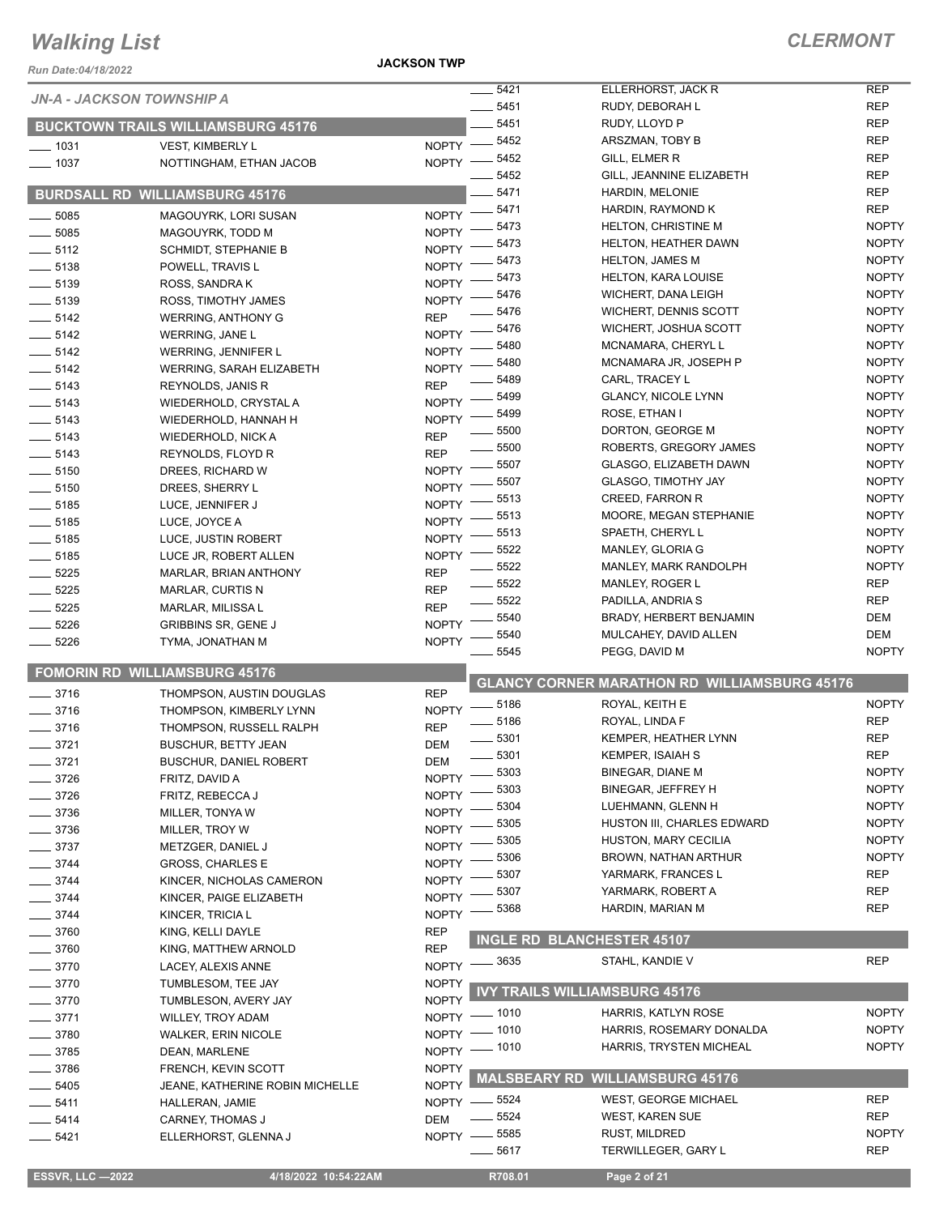# Walking List

## CLERMONT

Run Date:04/18/2022

JACKSON TWP

### JN-A - JACKSON TOWNSHIP A

#### BUCKTOWN TRAILS WILLIAMSBURG 45176

| No. | Name | Party |
|---|---|---|
| 1031 | VEST, KIMBERLY L | NOPTY |
| 1037 | NOTTINGHAM, ETHAN JACOB | NOPTY |

#### BURDSALL RD WILLIAMSBURG 45176

| No. | Name | Party |
|---|---|---|
| 5085 | MAGOUYRK, LORI SUSAN | NOPTY |
| 5085 | MAGOUYRK, TODD M | NOPTY |
| 5112 | SCHMIDT, STEPHANIE B | NOPTY |
| 5138 | POWELL, TRAVIS L | NOPTY |
| 5139 | ROSS, SANDRA K | NOPTY |
| 5139 | ROSS, TIMOTHY JAMES | NOPTY |
| 5142 | WERRING, ANTHONY G | REP |
| 5142 | WERRING, JANE L | NOPTY |
| 5142 | WERRING, JENNIFER L | NOPTY |
| 5142 | WERRING, SARAH ELIZABETH | NOPTY |
| 5143 | REYNOLDS, JANIS R | REP |
| 5143 | WIEDERHOLD, CRYSTAL A | NOPTY |
| 5143 | WIEDERHOLD, HANNAH H | NOPTY |
| 5143 | WIEDERHOLD, NICK A | REP |
| 5143 | REYNOLDS, FLOYD R | REP |
| 5150 | DREES, RICHARD W | NOPTY |
| 5150 | DREES, SHERRY L | NOPTY |
| 5185 | LUCE, JENNIFER J | NOPTY |
| 5185 | LUCE, JOYCE A | NOPTY |
| 5185 | LUCE, JUSTIN ROBERT | NOPTY |
| 5185 | LUCE JR, ROBERT ALLEN | NOPTY |
| 5225 | MARLAR, BRIAN ANTHONY | REP |
| 5225 | MARLAR, CURTIS N | REP |
| 5225 | MARLAR, MILISSA L | REP |
| 5226 | GRIBBINS SR, GENE J | NOPTY |
| 5226 | TYMA, JONATHAN M | NOPTY |

#### FOMORIN RD WILLIAMSBURG 45176

| No. | Name | Party |
|---|---|---|
| 3716 | THOMPSON, AUSTIN DOUGLAS | REP |
| 3716 | THOMPSON, KIMBERLY LYNN | NOPTY |
| 3716 | THOMPSON, RUSSELL RALPH | REP |
| 3721 | BUSCHUR, BETTY JEAN | DEM |
| 3721 | BUSCHUR, DANIEL ROBERT | DEM |
| 3726 | FRITZ, DAVID A | NOPTY |
| 3726 | FRITZ, REBECCA J | NOPTY |
| 3736 | MILLER, TONYA W | NOPTY |
| 3736 | MILLER, TROY W | NOPTY |
| 3737 | METZGER, DANIEL J | NOPTY |
| 3744 | GROSS, CHARLES E | NOPTY |
| 3744 | KINCER, NICHOLAS CAMERON | NOPTY |
| 3744 | KINCER, PAIGE ELIZABETH | NOPTY |
| 3744 | KINCER, TRICIA L | NOPTY |
| 3760 | KING, KELLI DAYLE | REP |
| 3760 | KING, MATTHEW ARNOLD | REP |
| 3770 | LACEY, ALEXIS ANNE | NOPTY |
| 3770 | TUMBLESOM, TEE JAY | NOPTY |
| 3770 | TUMBLESON, AVERY JAY | NOPTY |
| 3771 | WILLEY, TROY ADAM | NOPTY |
| 3780 | WALKER, ERIN NICOLE | NOPTY |
| 3785 | DEAN, MARLENE | NOPTY |
| 3786 | FRENCH, KEVIN SCOTT | NOPTY |
| 5405 | JEANE, KATHERINE ROBIN MICHELLE | NOPTY |
| 5411 | HALLERAN, JAMIE | NOPTY |
| 5414 | CARNEY, THOMAS J | DEM |
| 5421 | ELLERHORST, GLENNA J | NOPTY |
| 5421 | ELLERHORST, JACK R | REP |
| 5451 | RUDY, DEBORAH L | REP |
| 5451 | RUDY, LLOYD P | REP |
| 5452 | ARSZMAN, TOBY B | REP |
| 5452 | GILL, ELMER R | REP |
| 5452 | GILL, JEANNINE ELIZABETH | REP |
| 5471 | HARDIN, MELONIE | REP |
| 5471 | HARDIN, RAYMOND K | REP |
| 5473 | HELTON, CHRISTINE M | NOPTY |
| 5473 | HELTON, HEATHER DAWN | NOPTY |
| 5473 | HELTON, JAMES M | NOPTY |
| 5473 | HELTON, KARA LOUISE | NOPTY |
| 5476 | WICHERT, DANA LEIGH | NOPTY |
| 5476 | WICHERT, DENNIS SCOTT | NOPTY |
| 5476 | WICHERT, JOSHUA SCOTT | NOPTY |
| 5480 | MCNAMARA, CHERYL L | NOPTY |
| 5480 | MCNAMARA JR, JOSEPH P | NOPTY |
| 5489 | CARL, TRACEY L | NOPTY |
| 5499 | GLANCY, NICOLE LYNN | NOPTY |
| 5499 | ROSE, ETHAN I | NOPTY |
| 5500 | DORTON, GEORGE M | NOPTY |
| 5500 | ROBERTS, GREGORY JAMES | NOPTY |
| 5507 | GLASGO, ELIZABETH DAWN | NOPTY |
| 5507 | GLASGO, TIMOTHY JAY | NOPTY |
| 5513 | CREED, FARRON R | NOPTY |
| 5513 | MOORE, MEGAN STEPHANIE | NOPTY |
| 5513 | SPAETH, CHERYL L | NOPTY |
| 5522 | MANLEY, GLORIA G | NOPTY |
| 5522 | MANLEY, MARK RANDOLPH | NOPTY |
| 5522 | MANLEY, ROGER L | REP |
| 5522 | PADILLA, ANDRIA S | REP |
| 5540 | BRADY, HERBERT BENJAMIN | DEM |
| 5540 | MULCAHEY, DAVID ALLEN | DEM |
| 5545 | PEGG, DAVID M | NOPTY |

#### GLANCY CORNER MARATHON RD WILLIAMSBURG 45176

| No. | Name | Party |
|---|---|---|
| 5186 | ROYAL, KEITH E | NOPTY |
| 5186 | ROYAL, LINDA F | REP |
| 5301 | KEMPER, HEATHER LYNN | REP |
| 5301 | KEMPER, ISAIAH S | REP |
| 5303 | BINEGAR, DIANE M | NOPTY |
| 5303 | BINEGAR, JEFFREY H | NOPTY |
| 5304 | LUEHMANN, GLENN H | NOPTY |
| 5305 | HUSTON III, CHARLES EDWARD | NOPTY |
| 5305 | HUSTON, MARY CECILIA | NOPTY |
| 5306 | BROWN, NATHAN ARTHUR | NOPTY |
| 5307 | YARMARK, FRANCES L | REP |
| 5307 | YARMARK, ROBERT A | REP |
| 5368 | HARDIN, MARIAN M | REP |

#### INGLE RD BLANCHESTER 45107

| No. | Name | Party |
|---|---|---|
| 3635 | STAHL, KANDIE V | REP |

#### IVY TRAILS WILLIAMSBURG 45176

| No. | Name | Party |
|---|---|---|
| 1010 | HARRIS, KATLYN ROSE | NOPTY |
| 1010 | HARRIS, ROSEMARY DONALDA | NOPTY |
| 1010 | HARRIS, TRYSTEN MICHEAL | NOPTY |

#### MALSBEARY RD WILLIAMSBURG 45176

| No. | Name | Party |
|---|---|---|
| 5524 | WEST, GEORGE MICHAEL | REP |
| 5524 | WEST, KAREN SUE | REP |
| 5585 | RUST, MILDRED | NOPTY |
| 5617 | TERWILLEGER, GARY L | REP |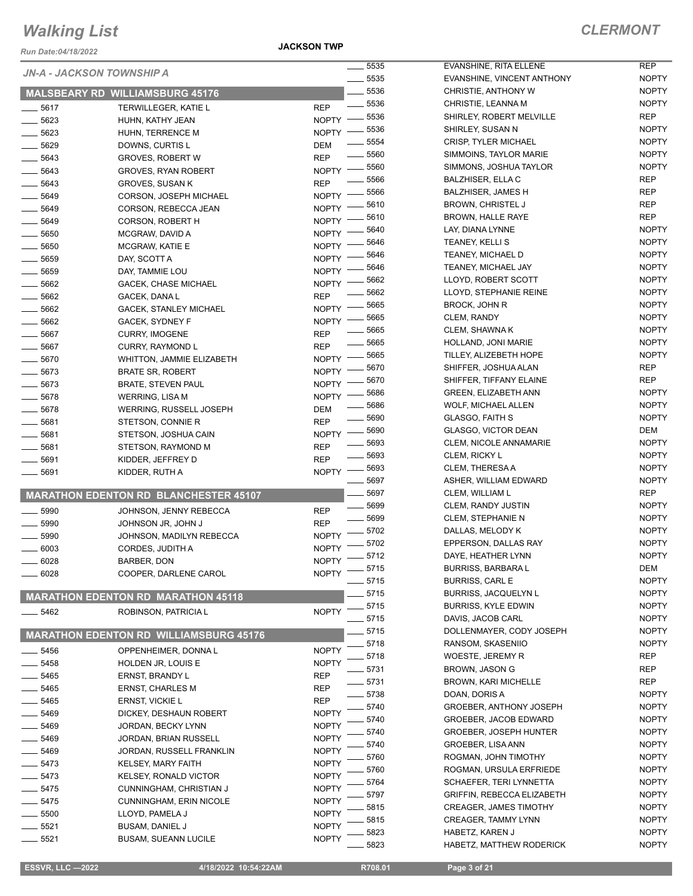# Walking List

**CLERMONT**

Run Date:04/18/2022

**JACKSON TWP**

*JN-A - JACKSON TOWNSHIP A*

## MALSBEARY RD WILLIAMSBURG 45176

| No. | Name | Party |
|---|---|---|
| 5617 | TERWILLEGER, KATIE L | REP |
| 5623 | HUHN, KATHY JEAN | NOPTY |
| 5623 | HUHN, TERRENCE M | NOPTY |
| 5629 | DOWNS, CURTIS L | DEM |
| 5643 | GROVES, ROBERT W | REP |
| 5643 | GROVES, RYAN ROBERT | NOPTY |
| 5643 | GROVES, SUSAN K | REP |
| 5649 | CORSON, JOSEPH MICHAEL | NOPTY |
| 5649 | CORSON, REBECCA JEAN | NOPTY |
| 5649 | CORSON, ROBERT H | NOPTY |
| 5650 | MCGRAW, DAVID A | NOPTY |
| 5650 | MCGRAW, KATIE E | NOPTY |
| 5659 | DAY, SCOTT A | NOPTY |
| 5659 | DAY, TAMMIE LOU | NOPTY |
| 5662 | GACEK, CHASE MICHAEL | NOPTY |
| 5662 | GACEK, DANA L | REP |
| 5662 | GACEK, STANLEY MICHAEL | NOPTY |
| 5662 | GACEK, SYDNEY F | NOPTY |
| 5667 | CURRY, IMOGENE | REP |
| 5667 | CURRY, RAYMOND L | REP |
| 5670 | WHITTON, JAMMIE ELIZABETH | NOPTY |
| 5673 | BRATE SR, ROBERT | NOPTY |
| 5673 | BRATE, STEVEN PAUL | NOPTY |
| 5678 | WERRING, LISA M | NOPTY |
| 5678 | WERRING, RUSSELL JOSEPH | DEM |
| 5681 | STETSON, CONNIE R | REP |
| 5681 | STETSON, JOSHUA CAIN | NOPTY |
| 5681 | STETSON, RAYMOND M | REP |
| 5691 | KIDDER, JEFFREY D | REP |
| 5691 | KIDDER, RUTH A | NOPTY |

## MARATHON EDENTON RD BLANCHESTER 45107

| No. | Name | Party |
|---|---|---|
| 5990 | JOHNSON, JENNY REBECCA | REP |
| 5990 | JOHNSON JR, JOHN J | REP |
| 5990 | JOHNSON, MADILYN REBECCA | NOPTY |
| 6003 | CORDES, JUDITH A | NOPTY |
| 6028 | BARBER, DON | NOPTY |
| 6028 | COOPER, DARLENE CAROL | NOPTY |

## MARATHON EDENTON RD MARATHON 45118

| No. | Name | Party |
|---|---|---|
| 5462 | ROBINSON, PATRICIA L | NOPTY |

## MARATHON EDENTON RD WILLIAMSBURG 45176

| No. | Name | Party |
|---|---|---|
| 5456 | OPPENHEIMER, DONNA L | NOPTY |
| 5458 | HOLDEN JR, LOUIS E | NOPTY |
| 5465 | ERNST, BRANDY L | REP |
| 5465 | ERNST, CHARLES M | REP |
| 5465 | ERNST, VICKIE L | REP |
| 5469 | DICKEY, DESHAUN ROBERT | NOPTY |
| 5469 | JORDAN, BECKY LYNN | NOPTY |
| 5469 | JORDAN, BRIAN RUSSELL | NOPTY |
| 5469 | JORDAN, RUSSELL FRANKLIN | NOPTY |
| 5473 | KELSEY, MARY FAITH | NOPTY |
| 5473 | KELSEY, RONALD VICTOR | NOPTY |
| 5475 | CUNNINGHAM, CHRISTIAN J | NOPTY |
| 5475 | CUNNINGHAM, ERIN NICOLE | NOPTY |
| 5500 | LLOYD, PAMELA J | NOPTY |
| 5521 | BUSAM, DANIEL J | NOPTY |
| 5521 | BUSAM, SUEANN LUCILE | NOPTY |
| 5535 | EVANSHINE, RITA ELLENE | REP |
| 5535 | EVANSHINE, VINCENT ANTHONY | NOPTY |
| 5536 | CHRISTIE, ANTHONY W | NOPTY |
| 5536 | CHRISTIE, LEANNA M | NOPTY |
| 5536 | SHIRLEY, ROBERT MELVILLE | REP |
| 5536 | SHIRLEY, SUSAN N | NOPTY |
| 5554 | CRISP, TYLER MICHAEL | NOPTY |
| 5560 | SIMMOINS, TAYLOR MARIE | NOPTY |
| 5560 | SIMMONS, JOSHUA TAYLOR | NOPTY |
| 5566 | BALZHISER, ELLA C | REP |
| 5566 | BALZHISER, JAMES H | REP |
| 5610 | BROWN, CHRISTEL J | REP |
| 5610 | BROWN, HALLE RAYE | REP |
| 5640 | LAY, DIANA LYNNE | NOPTY |
| 5646 | TEANEY, KELLI S | NOPTY |
| 5646 | TEANEY, MICHAEL D | NOPTY |
| 5646 | TEANEY, MICHAEL JAY | NOPTY |
| 5662 | LLOYD, ROBERT SCOTT | NOPTY |
| 5662 | LLOYD, STEPHANIE REINE | NOPTY |
| 5665 | BROCK, JOHN R | NOPTY |
| 5665 | CLEM, RANDY | NOPTY |
| 5665 | CLEM, SHAWNA K | NOPTY |
| 5665 | HOLLAND, JONI MARIE | NOPTY |
| 5665 | TILLEY, ALIZEBETH HOPE | NOPTY |
| 5670 | SHIFFER, JOSHUA ALAN | REP |
| 5670 | SHIFFER, TIFFANY ELAINE | REP |
| 5686 | GREEN, ELIZABETH ANN | NOPTY |
| 5686 | WOLF, MICHAEL ALLEN | NOPTY |
| 5690 | GLASGO, FAITH S | NOPTY |
| 5690 | GLASGO, VICTOR DEAN | DEM |
| 5693 | CLEM, NICOLE ANNAMARIE | NOPTY |
| 5693 | CLEM, RICKY L | NOPTY |
| 5693 | CLEM, THERESA A | NOPTY |
| 5697 | ASHER, WILLIAM EDWARD | NOPTY |
| 5697 | CLEM, WILLIAM L | REP |
| 5699 | CLEM, RANDY JUSTIN | NOPTY |
| 5699 | CLEM, STEPHANIE N | NOPTY |
| 5702 | DALLAS, MELODY K | NOPTY |
| 5702 | EPPERSON, DALLAS RAY | NOPTY |
| 5712 | DAYE, HEATHER LYNN | NOPTY |
| 5715 | BURRISS, BARBARA L | DEM |
| 5715 | BURRISS, CARL E | NOPTY |
| 5715 | BURRISS, JACQUELYN L | NOPTY |
| 5715 | BURRISS, KYLE EDWIN | NOPTY |
| 5715 | DAVIS, JACOB CARL | NOPTY |
| 5715 | DOLLENMAYER, CODY JOSEPH | NOPTY |
| 5718 | RANSOM, SKASENIIO | NOPTY |
| 5718 | WOESTE, JEREMY R | REP |
| 5731 | BROWN, JASON G | REP |
| 5731 | BROWN, KARI MICHELLE | REP |
| 5738 | DOAN, DORIS A | NOPTY |
| 5740 | GROEBER, ANTHONY JOSEPH | NOPTY |
| 5740 | GROEBER, JACOB EDWARD | NOPTY |
| 5740 | GROEBER, JOSEPH HUNTER | NOPTY |
| 5740 | GROEBER, LISA ANN | NOPTY |
| 5760 | ROGMAN, JOHN TIMOTHY | NOPTY |
| 5760 | ROGMAN, URSULA ERFRIEDE | NOPTY |
| 5764 | SCHAEFER, TERI LYNNETTA | NOPTY |
| 5797 | GRIFFIN, REBECCA ELIZABETH | NOPTY |
| 5815 | CREAGER, JAMES TIMOTHY | NOPTY |
| 5815 | CREAGER, TAMMY LYNN | NOPTY |
| 5823 | HABETZ, KAREN J | NOPTY |
| 5823 | HABETZ, MATTHEW RODERICK | NOPTY |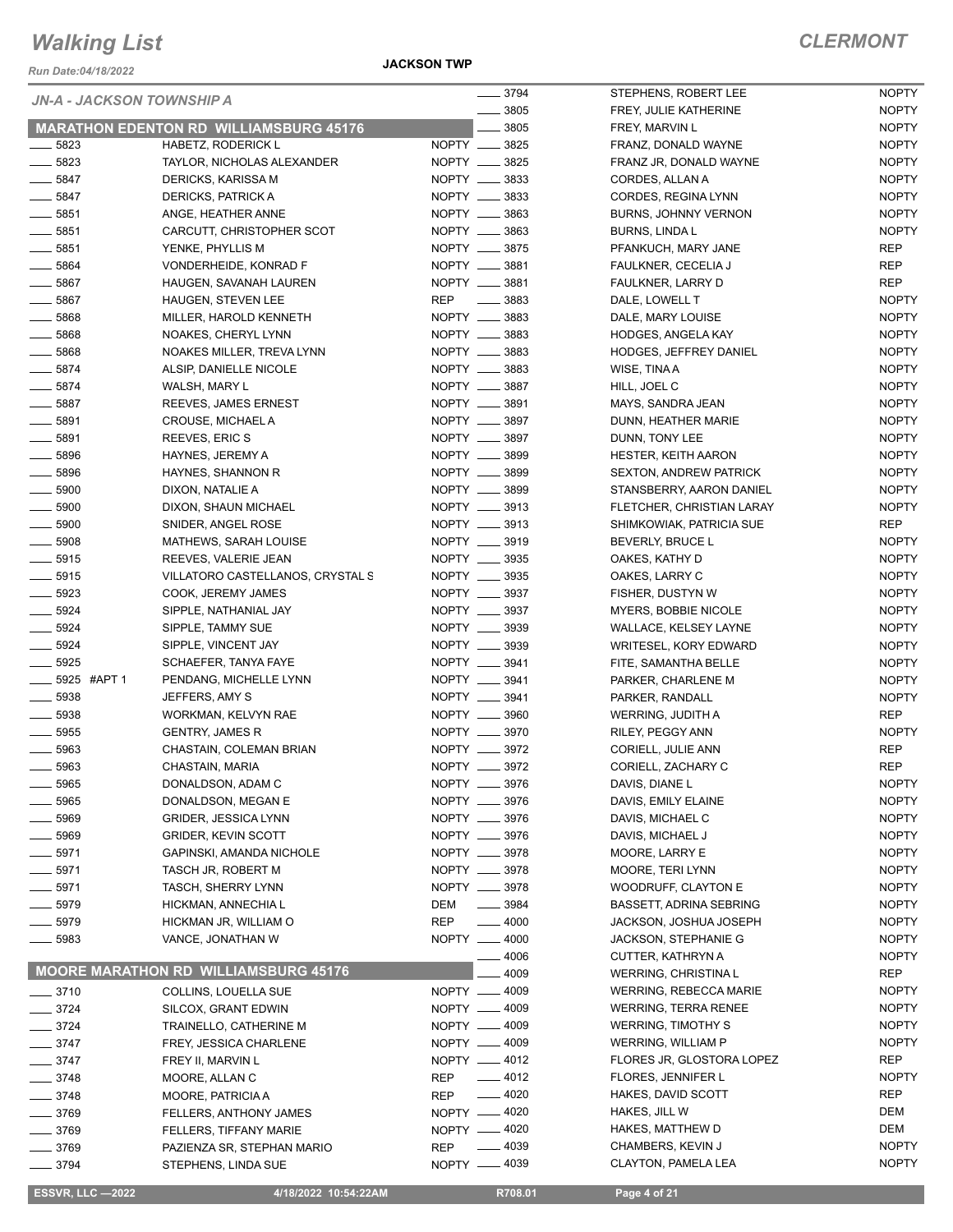# Walking List

## CLERMONT

Run Date:04/18/2022

**JACKSON TWP**

### JN-A - JACKSON TOWNSHIP A

### MARATHON EDENTON RD WILLIAMSBURG 45176

| No. | Name | Party |
|---|---|---|
| 5823 | HABETZ, RODERICK L | NOPTY |
| 5823 | TAYLOR, NICHOLAS ALEXANDER | NOPTY |
| 5847 | DERICKS, KARISSA M | NOPTY |
| 5847 | DERICKS, PATRICK A | NOPTY |
| 5851 | ANGE, HEATHER ANNE | NOPTY |
| 5851 | CARCUTT, CHRISTOPHER SCOT | NOPTY |
| 5851 | YENKE, PHYLLIS M | NOPTY |
| 5864 | VONDERHEIDE, KONRAD F | NOPTY |
| 5867 | HAUGEN, SAVANAH LAUREN | NOPTY |
| 5867 | HAUGEN, STEVEN LEE | REP |
| 5868 | MILLER, HAROLD KENNETH | NOPTY |
| 5868 | NOAKES, CHERYL LYNN | NOPTY |
| 5868 | NOAKES MILLER, TREVA LYNN | NOPTY |
| 5874 | ALSIP, DANIELLE NICOLE | NOPTY |
| 5874 | WALSH, MARY L | NOPTY |
| 5887 | REEVES, JAMES ERNEST | NOPTY |
| 5891 | CROUSE, MICHAEL A | NOPTY |
| 5891 | REEVES, ERIC S | NOPTY |
| 5896 | HAYNES, JEREMY A | NOPTY |
| 5896 | HAYNES, SHANNON R | NOPTY |
| 5900 | DIXON, NATALIE A | NOPTY |
| 5900 | DIXON, SHAUN MICHAEL | NOPTY |
| 5900 | SNIDER, ANGEL ROSE | NOPTY |
| 5908 | MATHEWS, SARAH LOUISE | NOPTY |
| 5915 | REEVES, VALERIE JEAN | NOPTY |
| 5915 | VILLATORO CASTELLANOS, CRYSTAL S | NOPTY |
| 5923 | COOK, JEREMY JAMES | NOPTY |
| 5924 | SIPPLE, NATHANIAL JAY | NOPTY |
| 5924 | SIPPLE, TAMMY SUE | NOPTY |
| 5924 | SIPPLE, VINCENT JAY | NOPTY |
| 5925 | SCHAEFER, TANYA FAYE | NOPTY |
| 5925 #APT 1 | PENDANG, MICHELLE LYNN | NOPTY |
| 5938 | JEFFERS, AMY S | NOPTY |
| 5938 | WORKMAN, KELVYN RAE | NOPTY |
| 5955 | GENTRY, JAMES R | NOPTY |
| 5963 | CHASTAIN, COLEMAN BRIAN | NOPTY |
| 5963 | CHASTAIN, MARIA | NOPTY |
| 5965 | DONALDSON, ADAM C | NOPTY |
| 5965 | DONALDSON, MEGAN E | NOPTY |
| 5969 | GRIDER, JESSICA LYNN | NOPTY |
| 5969 | GRIDER, KEVIN SCOTT | NOPTY |
| 5971 | GAPINSKI, AMANDA NICHOLE | NOPTY |
| 5971 | TASCH JR, ROBERT M | NOPTY |
| 5971 | TASCH, SHERRY LYNN | NOPTY |
| 5979 | HICKMAN, ANNECHIA L | DEM |
| 5979 | HICKMAN JR, WILLIAM O | REP |
| 5983 | VANCE, JONATHAN W | NOPTY |

### MOORE MARATHON RD WILLIAMSBURG 45176

| No. | Name | Party |
|---|---|---|
| 3710 | COLLINS, LOUELLA SUE | NOPTY |
| 3724 | SILCOX, GRANT EDWIN | NOPTY |
| 3724 | TRAINELLO, CATHERINE M | NOPTY |
| 3747 | FREY, JESSICA CHARLENE | NOPTY |
| 3747 | FREY II, MARVIN L | NOPTY |
| 3748 | MOORE, ALLAN C | REP |
| 3748 | MOORE, PATRICIA A | REP |
| 3769 | FELLERS, ANTHONY JAMES | NOPTY |
| 3769 | FELLERS, TIFFANY MARIE | NOPTY |
| 3769 | PAZIENZA SR, STEPHAN MARIO | REP |
| 3794 | STEPHENS, LINDA SUE | NOPTY |
| 3794 | STEPHENS, ROBERT LEE | NOPTY |
| 3805 | FREY, JULIE KATHERINE | NOPTY |
| 3805 | FREY, MARVIN L | NOPTY |
| 3825 | FRANZ, DONALD WAYNE | NOPTY |
| 3825 | FRANZ JR, DONALD WAYNE | NOPTY |
| 3833 | CORDES, ALLAN A | NOPTY |
| 3833 | CORDES, REGINA LYNN | NOPTY |
| 3863 | BURNS, JOHNNY VERNON | NOPTY |
| 3863 | BURNS, LINDA L | NOPTY |
| 3875 | PFANKUCH, MARY JANE | REP |
| 3881 | FAULKNER, CECELIA J | REP |
| 3881 | FAULKNER, LARRY D | REP |
| 3883 | DALE, LOWELL T | NOPTY |
| 3883 | DALE, MARY LOUISE | NOPTY |
| 3883 | HODGES, ANGELA KAY | NOPTY |
| 3883 | HODGES, JEFFREY DANIEL | NOPTY |
| 3883 | WISE, TINA A | NOPTY |
| 3887 | HILL, JOEL C | NOPTY |
| 3891 | MAYS, SANDRA JEAN | NOPTY |
| 3897 | DUNN, HEATHER MARIE | NOPTY |
| 3897 | DUNN, TONY LEE | NOPTY |
| 3899 | HESTER, KEITH AARON | NOPTY |
| 3899 | SEXTON, ANDREW PATRICK | NOPTY |
| 3899 | STANSBERRY, AARON DANIEL | NOPTY |
| 3913 | FLETCHER, CHRISTIAN LARAY | NOPTY |
| 3913 | SHIMKOWIAK, PATRICIA SUE | REP |
| 3919 | BEVERLY, BRUCE L | NOPTY |
| 3935 | OAKES, KATHY D | NOPTY |
| 3935 | OAKES, LARRY C | NOPTY |
| 3937 | FISHER, DUSTYN W | NOPTY |
| 3937 | MYERS, BOBBIE NICOLE | NOPTY |
| 3939 | WALLACE, KELSEY LAYNE | NOPTY |
| 3939 | WRITESEL, KORY EDWARD | NOPTY |
| 3941 | FITE, SAMANTHA BELLE | NOPTY |
| 3941 | PARKER, CHARLENE M | NOPTY |
| 3941 | PARKER, RANDALL | NOPTY |
| 3960 | WERRING, JUDITH A | REP |
| 3970 | RILEY, PEGGY ANN | NOPTY |
| 3972 | CORIELL, JULIE ANN | REP |
| 3972 | CORIELL, ZACHARY C | REP |
| 3976 | DAVIS, DIANE L | NOPTY |
| 3976 | DAVIS, EMILY ELAINE | NOPTY |
| 3976 | DAVIS, MICHAEL C | NOPTY |
| 3976 | DAVIS, MICHAEL J | NOPTY |
| 3978 | MOORE, LARRY E | NOPTY |
| 3978 | MOORE, TERI LYNN | NOPTY |
| 3978 | WOODRUFF, CLAYTON E | NOPTY |
| 3984 | BASSETT, ADRINA SEBRING | NOPTY |
| 4000 | JACKSON, JOSHUA JOSEPH | NOPTY |
| 4000 | JACKSON, STEPHANIE G | NOPTY |
| 4006 | CUTTER, KATHRYN A | NOPTY |
| 4009 | WERRING, CHRISTINA L | REP |
| 4009 | WERRING, REBECCA MARIE | NOPTY |
| 4009 | WERRING, TERRA RENEE | NOPTY |
| 4009 | WERRING, TIMOTHY S | NOPTY |
| 4009 | WERRING, WILLIAM P | NOPTY |
| 4012 | FLORES JR, GLOSTORA LOPEZ | REP |
| 4012 | FLORES, JENNIFER L | NOPTY |
| 4020 | HAKES, DAVID SCOTT | REP |
| 4020 | HAKES, JILL W | DEM |
| 4020 | HAKES, MATTHEW D | DEM |
| 4039 | CHAMBERS, KEVIN J | NOPTY |
| 4039 | CLAYTON, PAMELA LEA | NOPTY |

ESSVR, LLC —2022 | 4/18/2022 10:54:22AM | R708.01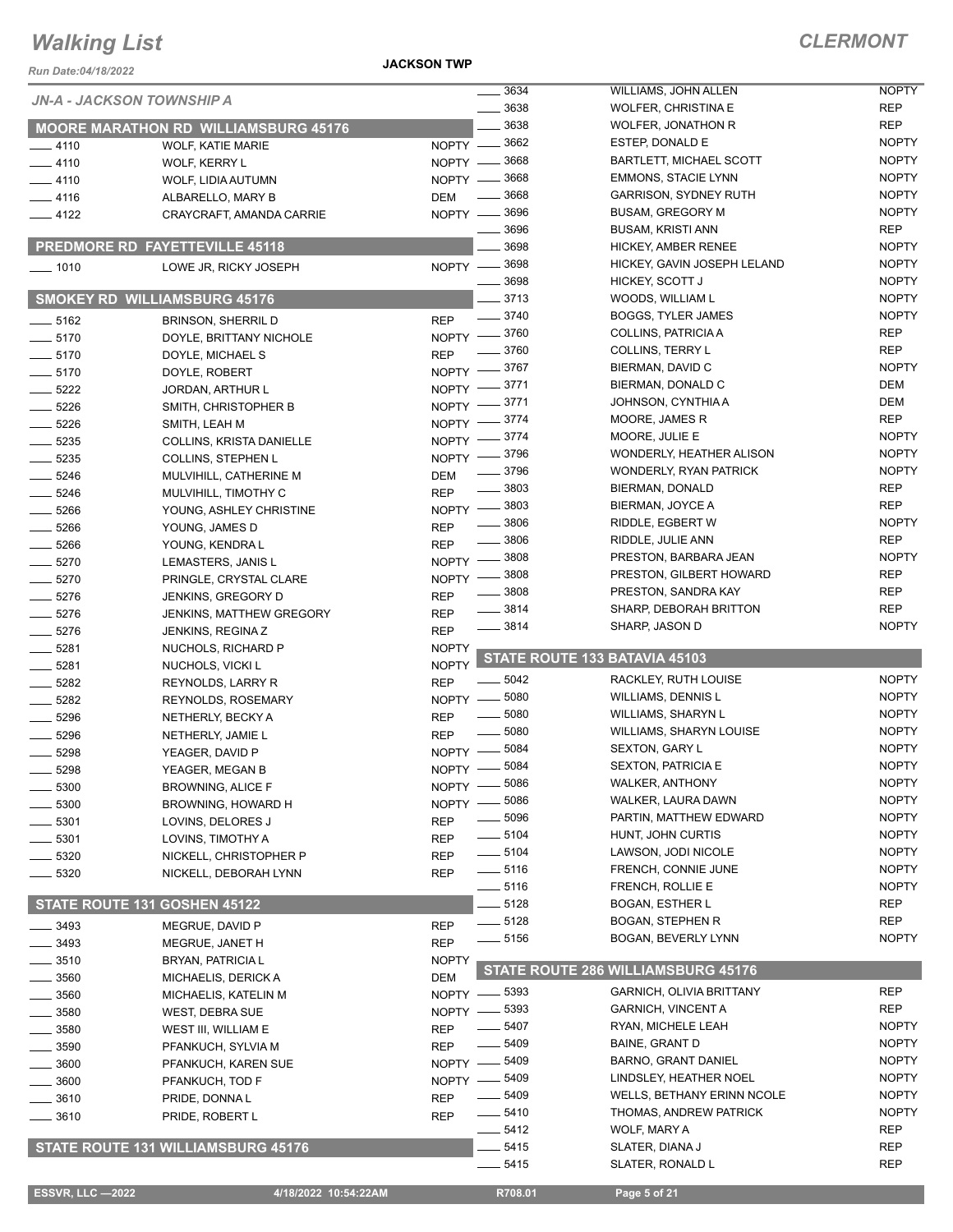# Walking List

**CLERMONT**

Run Date:04/18/2022

**JACKSON TWP**

*JN-A - JACKSON TOWNSHIP A*

## MOORE MARATHON RD WILLIAMSBURG 45176

| No. | Name | Party |
|---|---|---|
| 4110 | WOLF, KATIE MARIE | NOPTY |
| 4110 | WOLF, KERRY L | NOPTY |
| 4110 | WOLF, LIDIA AUTUMN | NOPTY |
| 4116 | ALBARELLO, MARY B | DEM |
| 4122 | CRAYCRAFT, AMANDA CARRIE | NOPTY |

## PREDMORE RD FAYETTEVILLE 45118

| No. | Name | Party |
|---|---|---|
| 1010 | LOWE JR, RICKY JOSEPH | NOPTY |

## SMOKEY RD WILLIAMSBURG 45176

| No. | Name | Party |
|---|---|---|
| 5162 | BRINSON, SHERRIL D | REP |
| 5170 | DOYLE, BRITTANY NICHOLE | NOPTY |
| 5170 | DOYLE, MICHAEL S | REP |
| 5170 | DOYLE, ROBERT | NOPTY |
| 5222 | JORDAN, ARTHUR L | NOPTY |
| 5226 | SMITH, CHRISTOPHER B | NOPTY |
| 5226 | SMITH, LEAH M | NOPTY |
| 5235 | COLLINS, KRISTA DANIELLE | NOPTY |
| 5235 | COLLINS, STEPHEN L | NOPTY |
| 5246 | MULVIHILL, CATHERINE M | DEM |
| 5246 | MULVIHILL, TIMOTHY C | REP |
| 5266 | YOUNG, ASHLEY CHRISTINE | NOPTY |
| 5266 | YOUNG, JAMES D | REP |
| 5266 | YOUNG, KENDRA L | REP |
| 5270 | LEMASTERS, JANIS L | NOPTY |
| 5270 | PRINGLE, CRYSTAL CLARE | NOPTY |
| 5276 | JENKINS, GREGORY D | REP |
| 5276 | JENKINS, MATTHEW GREGORY | REP |
| 5276 | JENKINS, REGINA Z | REP |
| 5281 | NUCHOLS, RICHARD P | NOPTY |
| 5281 | NUCHOLS, VICKI L | NOPTY |
| 5282 | REYNOLDS, LARRY R | REP |
| 5282 | REYNOLDS, ROSEMARY | NOPTY |
| 5296 | NETHERLY, BECKY A | REP |
| 5296 | NETHERLY, JAMIE L | REP |
| 5298 | YEAGER, DAVID P | NOPTY |
| 5298 | YEAGER, MEGAN B | NOPTY |
| 5300 | BROWNING, ALICE F | NOPTY |
| 5300 | BROWNING, HOWARD H | NOPTY |
| 5301 | LOVINS, DELORES J | REP |
| 5301 | LOVINS, TIMOTHY A | REP |
| 5320 | NICKELL, CHRISTOPHER P | REP |
| 5320 | NICKELL, DEBORAH LYNN | REP |

## STATE ROUTE 131 GOSHEN 45122

| No. | Name | Party |
|---|---|---|
| 3493 | MEGRUE, DAVID P | REP |
| 3493 | MEGRUE, JANET H | REP |
| 3510 | BRYAN, PATRICIA L | NOPTY |
| 3560 | MICHAELIS, DERICK A | DEM |
| 3560 | MICHAELIS, KATELIN M | NOPTY |
| 3580 | WEST, DEBRA SUE | NOPTY |
| 3580 | WEST III, WILLIAM E | REP |
| 3590 | PFANKUCH, SYLVIA M | REP |
| 3600 | PFANKUCH, KAREN SUE | NOPTY |
| 3600 | PFANKUCH, TOD F | NOPTY |
| 3610 | PRIDE, DONNA L | REP |
| 3610 | PRIDE, ROBERT L | REP |

## STATE ROUTE 131 WILLIAMSBURG 45176

| No. | Name | Party |
|---|---|---|
| 3634 | WILLIAMS, JOHN ALLEN | NOPTY |
| 3638 | WOLFER, CHRISTINA E | REP |
| 3638 | WOLFER, JONATHON R | REP |
| 3662 | ESTEP, DONALD E | NOPTY |
| 3668 | BARTLETT, MICHAEL SCOTT | NOPTY |
| 3668 | EMMONS, STACIE LYNN | NOPTY |
| 3668 | GARRISON, SYDNEY RUTH | NOPTY |
| 3696 | BUSAM, GREGORY M | NOPTY |
| 3696 | BUSAM, KRISTI ANN | REP |
| 3698 | HICKEY, AMBER RENEE | NOPTY |
| 3698 | HICKEY, GAVIN JOSEPH LELAND | NOPTY |
| 3698 | HICKEY, SCOTT J | NOPTY |
| 3713 | WOODS, WILLIAM L | NOPTY |
| 3740 | BOGGS, TYLER JAMES | NOPTY |
| 3760 | COLLINS, PATRICIA A | REP |
| 3760 | COLLINS, TERRY L | REP |
| 3767 | BIERMAN, DAVID C | NOPTY |
| 3771 | BIERMAN, DONALD C | DEM |
| 3771 | JOHNSON, CYNTHIA A | DEM |
| 3774 | MOORE, JAMES R | REP |
| 3774 | MOORE, JULIE E | NOPTY |
| 3796 | WONDERLY, HEATHER ALISON | NOPTY |
| 3796 | WONDERLY, RYAN PATRICK | NOPTY |
| 3803 | BIERMAN, DONALD | REP |
| 3803 | BIERMAN, JOYCE A | REP |
| 3806 | RIDDLE, EGBERT W | NOPTY |
| 3806 | RIDDLE, JULIE ANN | REP |
| 3808 | PRESTON, BARBARA JEAN | NOPTY |
| 3808 | PRESTON, GILBERT HOWARD | REP |
| 3808 | PRESTON, SANDRA KAY | REP |
| 3814 | SHARP, DEBORAH BRITTON | REP |
| 3814 | SHARP, JASON D | NOPTY |

## STATE ROUTE 133 BATAVIA 45103

| No. | Name | Party |
|---|---|---|
| 5042 | RACKLEY, RUTH LOUISE | NOPTY |
| 5080 | WILLIAMS, DENNIS L | NOPTY |
| 5080 | WILLIAMS, SHARYN L | NOPTY |
| 5080 | WILLIAMS, SHARYN LOUISE | NOPTY |
| 5084 | SEXTON, GARY L | NOPTY |
| 5084 | SEXTON, PATRICIA E | NOPTY |
| 5086 | WALKER, ANTHONY | NOPTY |
| 5086 | WALKER, LAURA DAWN | NOPTY |
| 5096 | PARTIN, MATTHEW EDWARD | NOPTY |
| 5104 | HUNT, JOHN CURTIS | NOPTY |
| 5104 | LAWSON, JODI NICOLE | NOPTY |
| 5116 | FRENCH, CONNIE JUNE | NOPTY |
| 5116 | FRENCH, ROLLIE E | NOPTY |
| 5128 | BOGAN, ESTHER L | REP |
| 5128 | BOGAN, STEPHEN R | REP |
| 5156 | BOGAN, BEVERLY LYNN | NOPTY |

## STATE ROUTE 286 WILLIAMSBURG 45176

| No. | Name | Party |
|---|---|---|
| 5393 | GARNICH, OLIVIA BRITTANY | REP |
| 5393 | GARNICH, VINCENT A | REP |
| 5407 | RYAN, MICHELE LEAH | NOPTY |
| 5409 | BAINE, GRANT D | NOPTY |
| 5409 | BARNO, GRANT DANIEL | NOPTY |
| 5409 | LINDSLEY, HEATHER NOEL | NOPTY |
| 5409 | WELLS, BETHANY ERINN NCOLE | NOPTY |
| 5410 | THOMAS, ANDREW PATRICK | NOPTY |
| 5412 | WOLF, MARY A | REP |
| 5415 | SLATER, DIANA J | REP |
| 5415 | SLATER, RONALD L | REP |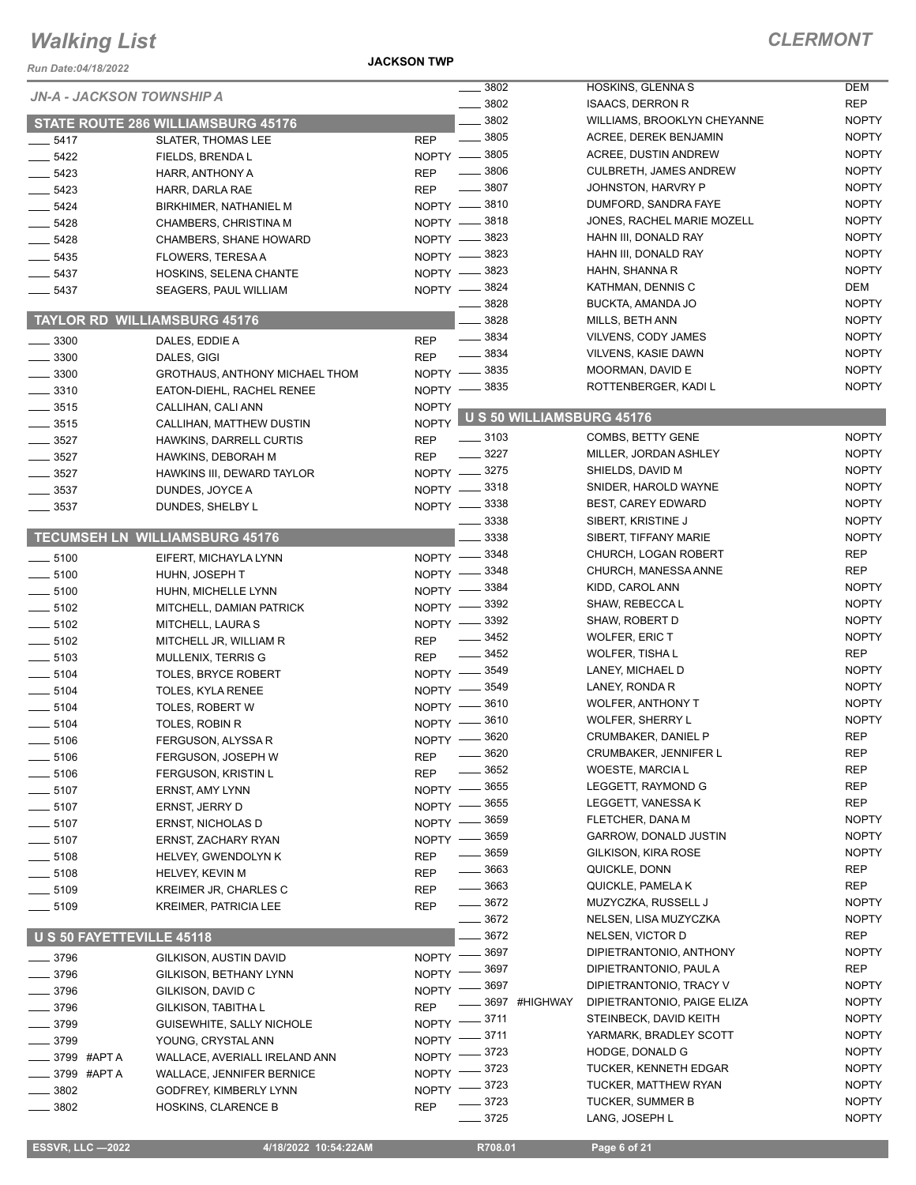# Walking List

## CLERMONT

*Run Date:04/18/2022*

**JACKSON TWP**

### JN-A - JACKSON TOWNSHIP A

#### STATE ROUTE 286 WILLIAMSBURG 45176

| No. | Name | Party |
|---|---|---|
| 5417 | SLATER, THOMAS LEE | REP |
| 5422 | FIELDS, BRENDA L | NOPTY |
| 5423 | HARR, ANTHONY A | REP |
| 5423 | HARR, DARLA RAE | REP |
| 5424 | BIRKHIMER, NATHANIEL M | NOPTY |
| 5428 | CHAMBERS, CHRISTINA M | NOPTY |
| 5428 | CHAMBERS, SHANE HOWARD | NOPTY |
| 5435 | FLOWERS, TERESA A | NOPTY |
| 5437 | HOSKINS, SELENA CHANTE | NOPTY |
| 5437 | SEAGERS, PAUL WILLIAM | NOPTY |

#### TAYLOR RD WILLIAMSBURG 45176

| No. | Name | Party |
|---|---|---|
| 3300 | DALES, EDDIE A | REP |
| 3300 | DALES, GIGI | REP |
| 3300 | GROTHAUS, ANTHONY MICHAEL THOM | NOPTY |
| 3310 | EATON-DIEHL, RACHEL RENEE | NOPTY |
| 3515 | CALLIHAN, CALI ANN | NOPTY |
| 3515 | CALLIHAN, MATTHEW DUSTIN | NOPTY |
| 3527 | HAWKINS, DARRELL CURTIS | REP |
| 3527 | HAWKINS, DEBORAH M | REP |
| 3527 | HAWKINS III, DEWARD TAYLOR | NOPTY |
| 3537 | DUNDES, JOYCE A | NOPTY |
| 3537 | DUNDES, SHELBY L | NOPTY |

#### TECUMSEH LN WILLIAMSBURG 45176

| No. | Name | Party |
|---|---|---|
| 5100 | EIFERT, MICHAYLA LYNN | NOPTY |
| 5100 | HUHN, JOSEPH T | NOPTY |
| 5100 | HUHN, MICHELLE LYNN | NOPTY |
| 5102 | MITCHELL, DAMIAN PATRICK | NOPTY |
| 5102 | MITCHELL, LAURA S | NOPTY |
| 5102 | MITCHELL JR, WILLIAM R | REP |
| 5103 | MULLENIX, TERRIS G | REP |
| 5104 | TOLES, BRYCE ROBERT | NOPTY |
| 5104 | TOLES, KYLA RENEE | NOPTY |
| 5104 | TOLES, ROBERT W | NOPTY |
| 5104 | TOLES, ROBIN R | NOPTY |
| 5106 | FERGUSON, ALYSSA R | NOPTY |
| 5106 | FERGUSON, JOSEPH W | REP |
| 5106 | FERGUSON, KRISTIN L | REP |
| 5107 | ERNST, AMY LYNN | NOPTY |
| 5107 | ERNST, JERRY D | NOPTY |
| 5107 | ERNST, NICHOLAS D | NOPTY |
| 5107 | ERNST, ZACHARY RYAN | NOPTY |
| 5108 | HELVEY, GWENDOLYN K | REP |
| 5108 | HELVEY, KEVIN M | REP |
| 5109 | KREIMER JR, CHARLES C | REP |
| 5109 | KREIMER, PATRICIA LEE | REP |

#### U S 50 FAYETTEVILLE 45118

| No. | Name | Party |
|---|---|---|
| 3796 | GILKISON, AUSTIN DAVID | NOPTY |
| 3796 | GILKISON, BETHANY LYNN | NOPTY |
| 3796 | GILKISON, DAVID C | NOPTY |
| 3796 | GILKISON, TABITHA L | REP |
| 3799 | GUISEWHITE, SALLY NICHOLE | NOPTY |
| 3799 | YOUNG, CRYSTAL ANN | NOPTY |
| 3799 #APT A | WALLACE, AVERIALL IRELAND ANN | NOPTY |
| 3799 #APT A | WALLACE, JENNIFER BERNICE | NOPTY |
| 3802 | GODFREY, KIMBERLY LYNN | NOPTY |
| 3802 | HOSKINS, CLARENCE B | REP |
| 3802 | HOSKINS, GLENNA S | DEM |
| 3802 | ISAACS, DERRON R | REP |
| 3802 | WILLIAMS, BROOKLYN CHEYANNE | NOPTY |
| 3805 | ACREE, DEREK BENJAMIN | NOPTY |
| 3805 | ACREE, DUSTIN ANDREW | NOPTY |
| 3806 | CULBRETH, JAMES ANDREW | NOPTY |
| 3807 | JOHNSTON, HARVRY P | NOPTY |
| 3810 | DUMFORD, SANDRA FAYE | NOPTY |
| 3818 | JONES, RACHEL MARIE MOZELL | NOPTY |
| 3823 | HAHN III, DONALD RAY | NOPTY |
| 3823 | HAHN III, DONALD RAY | NOPTY |
| 3823 | HAHN, SHANNA R | NOPTY |
| 3824 | KATHMAN, DENNIS C | DEM |
| 3828 | BUCKTA, AMANDA JO | NOPTY |
| 3828 | MILLS, BETH ANN | NOPTY |
| 3834 | VILVENS, CODY JAMES | NOPTY |
| 3834 | VILVENS, KASIE DAWN | NOPTY |
| 3835 | MOORMAN, DAVID E | NOPTY |
| 3835 | ROTTENBERGER, KADI L | NOPTY |

#### U S 50 WILLIAMSBURG 45176

| No. | Name | Party |
|---|---|---|
| 3103 | COMBS, BETTY GENE | NOPTY |
| 3227 | MILLER, JORDAN ASHLEY | NOPTY |
| 3275 | SHIELDS, DAVID M | NOPTY |
| 3318 | SNIDER, HAROLD WAYNE | NOPTY |
| 3338 | BEST, CAREY EDWARD | NOPTY |
| 3338 | SIBERT, KRISTINE J | NOPTY |
| 3338 | SIBERT, TIFFANY MARIE | NOPTY |
| 3348 | CHURCH, LOGAN ROBERT | REP |
| 3348 | CHURCH, MANESSA ANNE | REP |
| 3384 | KIDD, CAROL ANN | NOPTY |
| 3392 | SHAW, REBECCA L | NOPTY |
| 3392 | SHAW, ROBERT D | NOPTY |
| 3452 | WOLFER, ERIC T | NOPTY |
| 3452 | WOLFER, TISHA L | REP |
| 3549 | LANEY, MICHAEL D | NOPTY |
| 3549 | LANEY, RONDA R | NOPTY |
| 3610 | WOLFER, ANTHONY T | NOPTY |
| 3610 | WOLFER, SHERRY L | NOPTY |
| 3620 | CRUMBAKER, DANIEL P | REP |
| 3620 | CRUMBAKER, JENNIFER L | REP |
| 3652 | WOESTE, MARCIA L | REP |
| 3655 | LEGGETT, RAYMOND G | REP |
| 3655 | LEGGETT, VANESSA K | REP |
| 3659 | FLETCHER, DANA M | NOPTY |
| 3659 | GARROW, DONALD JUSTIN | NOPTY |
| 3659 | GILKISON, KIRA ROSE | NOPTY |
| 3663 | QUICKLE, DONN | REP |
| 3663 | QUICKLE, PAMELA K | REP |
| 3672 | MUZYCZKA, RUSSELL J | NOPTY |
| 3672 | NELSEN, LISA MUZYCZKA | NOPTY |
| 3672 | NELSEN, VICTOR D | REP |
| 3697 | DIPIETRANTONIO, ANTHONY | NOPTY |
| 3697 | DIPIETRANTONIO, PAUL A | REP |
| 3697 | DIPIETRANTONIO, TRACY V | NOPTY |
| 3697 #HIGHWAY | DIPIETRANTONIO, PAIGE ELIZA | NOPTY |
| 3711 | STEINBECK, DAVID KEITH | NOPTY |
| 3711 | YARMARK, BRADLEY SCOTT | NOPTY |
| 3723 | HODGE, DONALD G | NOPTY |
| 3723 | TUCKER, KENNETH EDGAR | NOPTY |
| 3723 | TUCKER, MATTHEW RYAN | NOPTY |
| 3723 | TUCKER, SUMMER B | NOPTY |
| 3725 | LANG, JOSEPH L | NOPTY |

ESSVR, LLC —2022 | 4/18/2022 10:54:22AM | R708.01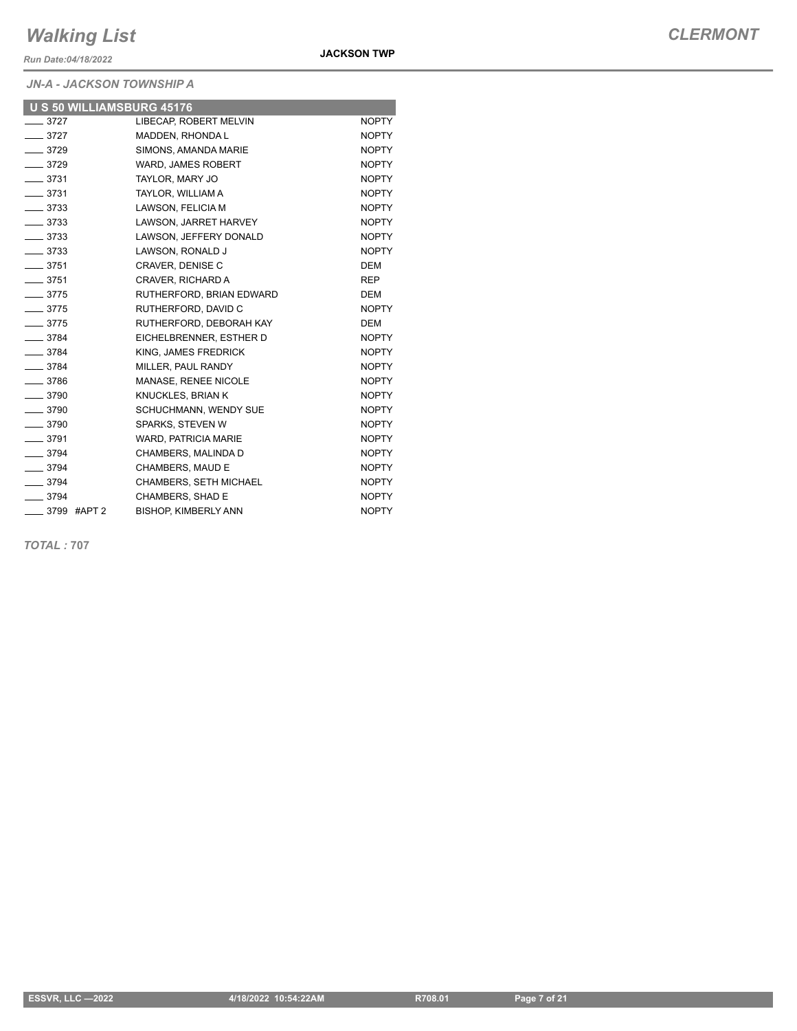# Walking List

**CLERMONT**

*Run Date:04/18/2022*

**JACKSON TWP**

*JN-A - JACKSON TOWNSHIP A*

| U S 50 WILLIAMSBURG 45176 | | |
|---|---|---|
| ____ 3727 | LIBECAP, ROBERT MELVIN | NOPTY |
| ____ 3727 | MADDEN, RHONDA L | NOPTY |
| ____ 3729 | SIMONS, AMANDA MARIE | NOPTY |
| ____ 3729 | WARD, JAMES ROBERT | NOPTY |
| ____ 3731 | TAYLOR, MARY JO | NOPTY |
| ____ 3731 | TAYLOR, WILLIAM A | NOPTY |
| ____ 3733 | LAWSON, FELICIA M | NOPTY |
| ____ 3733 | LAWSON, JARRET HARVEY | NOPTY |
| ____ 3733 | LAWSON, JEFFERY DONALD | NOPTY |
| ____ 3733 | LAWSON, RONALD J | NOPTY |
| ____ 3751 | CRAVER, DENISE C | DEM |
| ____ 3751 | CRAVER, RICHARD A | REP |
| ____ 3775 | RUTHERFORD, BRIAN EDWARD | DEM |
| ____ 3775 | RUTHERFORD, DAVID C | NOPTY |
| ____ 3775 | RUTHERFORD, DEBORAH KAY | DEM |
| ____ 3784 | EICHELBRENNER, ESTHER D | NOPTY |
| ____ 3784 | KING, JAMES FREDRICK | NOPTY |
| ____ 3784 | MILLER, PAUL RANDY | NOPTY |
| ____ 3786 | MANASE, RENEE NICOLE | NOPTY |
| ____ 3790 | KNUCKLES, BRIAN K | NOPTY |
| ____ 3790 | SCHUCHMANN, WENDY SUE | NOPTY |
| ____ 3790 | SPARKS, STEVEN W | NOPTY |
| ____ 3791 | WARD, PATRICIA MARIE | NOPTY |
| ____ 3794 | CHAMBERS, MALINDA D | NOPTY |
| ____ 3794 | CHAMBERS, MAUD E | NOPTY |
| ____ 3794 | CHAMBERS, SETH MICHAEL | NOPTY |
| ____ 3794 | CHAMBERS, SHAD E | NOPTY |
| ____ 3799 #APT 2 | BISHOP, KIMBERLY ANN | NOPTY |

***TOTAL :* 707**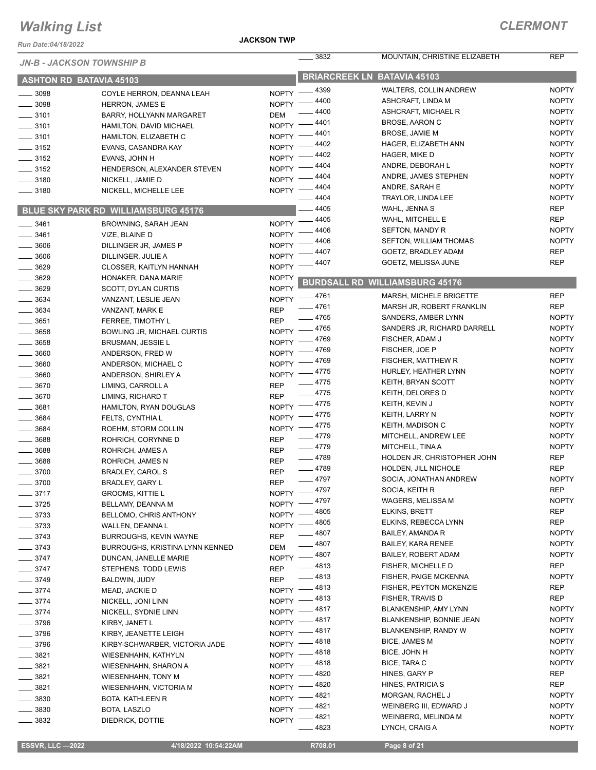# Walking List

**CLERMONT**

Run Date:04/18/2022

**JACKSON TWP**

*JN-B - JACKSON TOWNSHIP B*

## ASHTON RD BATAVIA 45103

| No. | Name | Party |
|---|---|---|
| 3098 | COYLE HERRON, DEANNA LEAH | NOPTY |
| 3098 | HERRON, JAMES E | NOPTY |
| 3101 | BARRY, HOLLYANN MARGARET | DEM |
| 3101 | HAMILTON, DAVID MICHAEL | NOPTY |
| 3101 | HAMILTON, ELIZABETH C | NOPTY |
| 3152 | EVANS, CASANDRA KAY | NOPTY |
| 3152 | EVANS, JOHN H | NOPTY |
| 3152 | HENDERSON, ALEXANDER STEVEN | NOPTY |
| 3180 | NICKELL, JAMIE D | NOPTY |
| 3180 | NICKELL, MICHELLE LEE | NOPTY |

## BLUE SKY PARK RD WILLIAMSBURG 45176

| No. | Name | Party |
|---|---|---|
| 3461 | BROWNING, SARAH JEAN | NOPTY |
| 3461 | VIZE, BLAINE D | NOPTY |
| 3606 | DILLINGER JR, JAMES P | NOPTY |
| 3606 | DILLINGER, JULIE A | NOPTY |
| 3629 | CLOSSER, KAITLYN HANNAH | NOPTY |
| 3629 | HONAKER, DANA MARIE | NOPTY |
| 3629 | SCOTT, DYLAN CURTIS | NOPTY |
| 3634 | VANZANT, LESLIE JEAN | NOPTY |
| 3634 | VANZANT, MARK E | REP |
| 3651 | FERREE, TIMOTHY L | REP |
| 3658 | BOWLING JR, MICHAEL CURTIS | NOPTY |
| 3658 | BRUSMAN, JESSIE L | NOPTY |
| 3660 | ANDERSON, FRED W | NOPTY |
| 3660 | ANDERSON, MICHAEL C | NOPTY |
| 3660 | ANDERSON, SHIRLEY A | NOPTY |
| 3670 | LIMING, CARROLL A | REP |
| 3670 | LIMING, RICHARD T | REP |
| 3681 | HAMILTON, RYAN DOUGLAS | NOPTY |
| 3684 | FELTS, CYNTHIA L | NOPTY |
| 3684 | ROEHM, STORM COLLIN | NOPTY |
| 3688 | ROHRICH, CORYNNE D | REP |
| 3688 | ROHRICH, JAMES A | REP |
| 3688 | ROHRICH, JAMES N | REP |
| 3700 | BRADLEY, CAROL S | REP |
| 3700 | BRADLEY, GARY L | REP |
| 3717 | GROOMS, KITTIE L | NOPTY |
| 3725 | BELLAMY, DEANNA M | NOPTY |
| 3733 | BELLOMO, CHRIS ANTHONY | NOPTY |
| 3733 | WALLEN, DEANNA L | NOPTY |
| 3743 | BURROUGHS, KEVIN WAYNE | REP |
| 3743 | BURROUGHS, KRISTINA LYNN KENNED | DEM |
| 3747 | DUNCAN, JANELLE MARIE | NOPTY |
| 3747 | STEPHENS, TODD LEWIS | REP |
| 3749 | BALDWIN, JUDY | REP |
| 3774 | MEAD, JACKIE D | NOPTY |
| 3774 | NICKELL, JONI LINN | NOPTY |
| 3774 | NICKELL, SYDNIE LINN | NOPTY |
| 3796 | KIRBY, JANET L | NOPTY |
| 3796 | KIRBY, JEANETTE LEIGH | NOPTY |
| 3796 | KIRBY-SCHWARBER, VICTORIA JADE | NOPTY |
| 3821 | WIESENHAHN, KATHYLN | NOPTY |
| 3821 | WIESENHAHN, SHARON A | NOPTY |
| 3821 | WIESENHAHN, TONY M | NOPTY |
| 3821 | WIESENHAHN, VICTORIA M | NOPTY |
| 3830 | BOTA, KATHLEEN R | NOPTY |
| 3830 | BOTA, LASZLO | NOPTY |
| 3832 | DIEDRICK, DOTTIE | NOPTY |
| 3832 | MOUNTAIN, CHRISTINE ELIZABETH | REP |

## BRIARCREEK LN BATAVIA 45103

| No. | Name | Party |
|---|---|---|
| 4399 | WALTERS, COLLIN ANDREW | NOPTY |
| 4400 | ASHCRAFT, LINDA M | NOPTY |
| 4400 | ASHCRAFT, MICHAEL R | NOPTY |
| 4401 | BROSE, AARON C | NOPTY |
| 4401 | BROSE, JAMIE M | NOPTY |
| 4402 | HAGER, ELIZABETH ANN | NOPTY |
| 4402 | HAGER, MIKE D | NOPTY |
| 4404 | ANDRE, DEBORAH L | NOPTY |
| 4404 | ANDRE, JAMES STEPHEN | NOPTY |
| 4404 | ANDRE, SARAH E | NOPTY |
| 4404 | TRAYLOR, LINDA LEE | NOPTY |
| 4405 | WAHL, JENNA S | REP |
| 4405 | WAHL, MITCHELL E | REP |
| 4406 | SEFTON, MANDY R | NOPTY |
| 4406 | SEFTON, WILLIAM THOMAS | NOPTY |
| 4407 | GOETZ, BRADLEY ADAM | REP |
| 4407 | GOETZ, MELISSA JUNE | REP |

## BURDSALL RD WILLIAMSBURG 45176

| No. | Name | Party |
|---|---|---|
| 4761 | MARSH, MICHELE BRIGETTE | REP |
| 4761 | MARSH JR, ROBERT FRANKLIN | REP |
| 4765 | SANDERS, AMBER LYNN | NOPTY |
| 4765 | SANDERS JR, RICHARD DARRELL | NOPTY |
| 4769 | FISCHER, ADAM J | NOPTY |
| 4769 | FISCHER, JOE P | NOPTY |
| 4769 | FISCHER, MATTHEW R | NOPTY |
| 4775 | HURLEY, HEATHER LYNN | NOPTY |
| 4775 | KEITH, BRYAN SCOTT | NOPTY |
| 4775 | KEITH, DELORES D | NOPTY |
| 4775 | KEITH, KEVIN J | NOPTY |
| 4775 | KEITH, LARRY N | NOPTY |
| 4775 | KEITH, MADISON C | NOPTY |
| 4779 | MITCHELL, ANDREW LEE | NOPTY |
| 4779 | MITCHELL, TINA A | NOPTY |
| 4789 | HOLDEN JR, CHRISTOPHER JOHN | REP |
| 4789 | HOLDEN, JILL NICHOLE | REP |
| 4797 | SOCIA, JONATHAN ANDREW | NOPTY |
| 4797 | SOCIA, KEITH R | REP |
| 4797 | WAGERS, MELISSA M | NOPTY |
| 4805 | ELKINS, BRETT | REP |
| 4805 | ELKINS, REBECCA LYNN | REP |
| 4807 | BAILEY, AMANDA R | NOPTY |
| 4807 | BAILEY, KARA RENEE | NOPTY |
| 4807 | BAILEY, ROBERT ADAM | NOPTY |
| 4813 | FISHER, MICHELLE D | REP |
| 4813 | FISHER, PAIGE MCKENNA | NOPTY |
| 4813 | FISHER, PEYTON MCKENZIE | REP |
| 4813 | FISHER, TRAVIS D | REP |
| 4817 | BLANKENSHIP, AMY LYNN | NOPTY |
| 4817 | BLANKENSHIP, BONNIE JEAN | NOPTY |
| 4817 | BLANKENSHIP, RANDY W | NOPTY |
| 4818 | BICE, JAMES M | NOPTY |
| 4818 | BICE, JOHN H | NOPTY |
| 4818 | BICE, TARA C | NOPTY |
| 4820 | HINES, GARY P | REP |
| 4820 | HINES, PATRICIA S | REP |
| 4821 | MORGAN, RACHEL J | NOPTY |
| 4821 | WEINBERG III, EDWARD J | NOPTY |
| 4821 | WEINBERG, MELINDA M | NOPTY |
| 4823 | LYNCH, CRAIG A | NOPTY |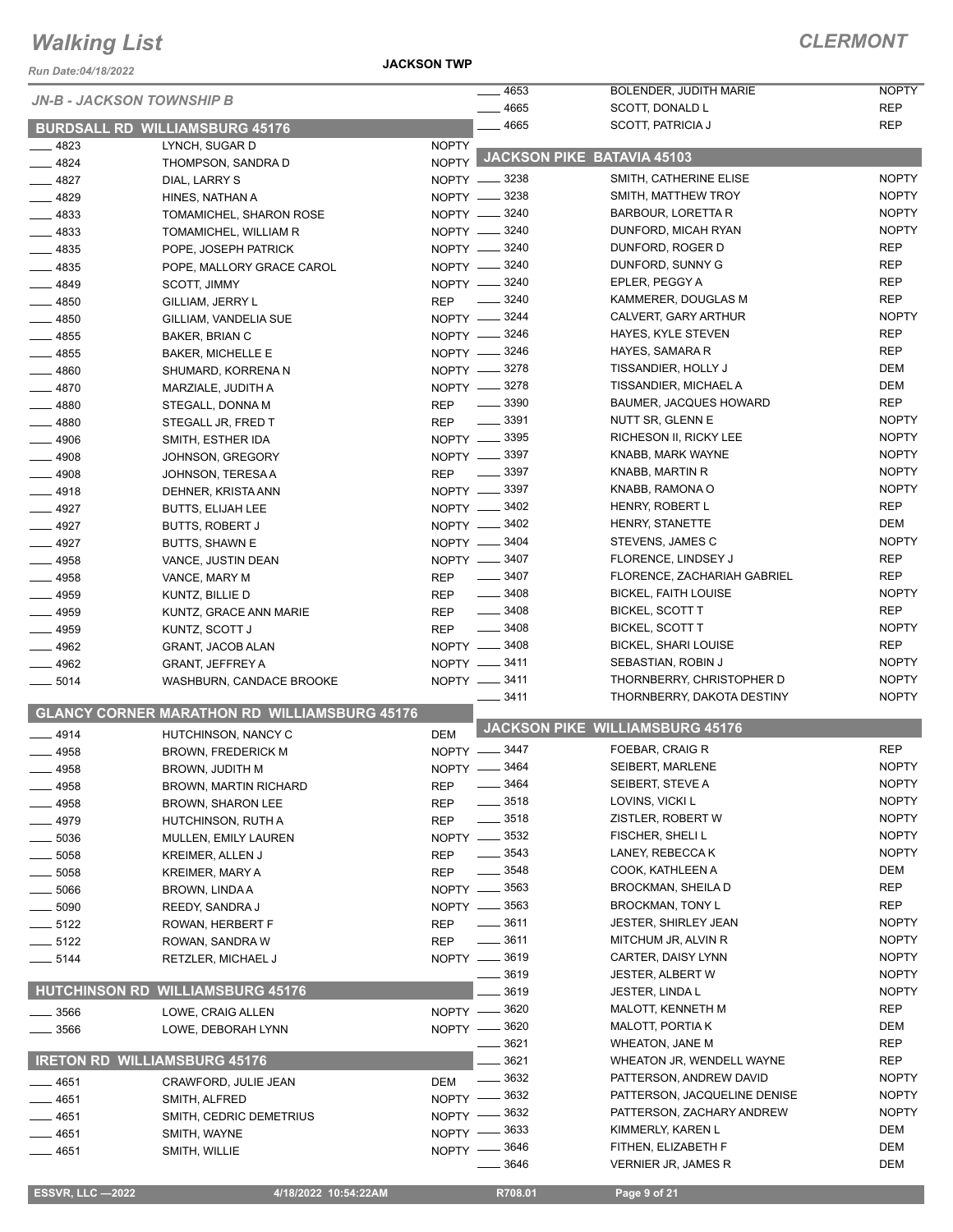# Walking List

## CLERMONT

Run Date:04/18/2022

JACKSON TWP

### JN-B - JACKSON TOWNSHIP B

#### BURDSALL RD WILLIAMSBURG 45176

| No. | Name | Party |
|---|---|---|
| 4823 | LYNCH, SUGAR D | NOPTY |
| 4824 | THOMPSON, SANDRA D | NOPTY |
| 4827 | DIAL, LARRY S | NOPTY |
| 4829 | HINES, NATHAN A | NOPTY |
| 4833 | TOMAMICHEL, SHARON ROSE | NOPTY |
| 4833 | TOMAMICHEL, WILLIAM R | NOPTY |
| 4835 | POPE, JOSEPH PATRICK | NOPTY |
| 4835 | POPE, MALLORY GRACE CAROL | NOPTY |
| 4849 | SCOTT, JIMMY | NOPTY |
| 4850 | GILLIAM, JERRY L | REP |
| 4850 | GILLIAM, VANDELIA SUE | NOPTY |
| 4855 | BAKER, BRIAN C | NOPTY |
| 4855 | BAKER, MICHELLE E | NOPTY |
| 4860 | SHUMARD, KORRENA N | NOPTY |
| 4870 | MARZIALE, JUDITH A | NOPTY |
| 4880 | STEGALL, DONNA M | REP |
| 4880 | STEGALL JR, FRED T | REP |
| 4906 | SMITH, ESTHER IDA | NOPTY |
| 4908 | JOHNSON, GREGORY | NOPTY |
| 4908 | JOHNSON, TERESA A | REP |
| 4918 | DEHNER, KRISTA ANN | NOPTY |
| 4927 | BUTTS, ELIJAH LEE | NOPTY |
| 4927 | BUTTS, ROBERT J | NOPTY |
| 4927 | BUTTS, SHAWN E | NOPTY |
| 4958 | VANCE, JUSTIN DEAN | NOPTY |
| 4958 | VANCE, MARY M | REP |
| 4959 | KUNTZ, BILLIE D | REP |
| 4959 | KUNTZ, GRACE ANN MARIE | REP |
| 4959 | KUNTZ, SCOTT J | REP |
| 4962 | GRANT, JACOB ALAN | NOPTY |
| 4962 | GRANT, JEFFREY A | NOPTY |
| 5014 | WASHBURN, CANDACE BROOKE | NOPTY |

#### GLANCY CORNER MARATHON RD WILLIAMSBURG 45176

| No. | Name | Party |
|---|---|---|
| 4914 | HUTCHINSON, NANCY C | DEM |
| 4958 | BROWN, FREDERICK M | NOPTY |
| 4958 | BROWN, JUDITH M | NOPTY |
| 4958 | BROWN, MARTIN RICHARD | REP |
| 4958 | BROWN, SHARON LEE | REP |
| 4979 | HUTCHINSON, RUTH A | REP |
| 5036 | MULLEN, EMILY LAUREN | NOPTY |
| 5058 | KREIMER, ALLEN J | REP |
| 5058 | KREIMER, MARY A | REP |
| 5066 | BROWN, LINDA A | NOPTY |
| 5090 | REEDY, SANDRA J | NOPTY |
| 5122 | ROWAN, HERBERT F | REP |
| 5122 | ROWAN, SANDRA W | REP |
| 5144 | RETZLER, MICHAEL J | NOPTY |

#### HUTCHINSON RD WILLIAMSBURG 45176

| No. | Name | Party |
|---|---|---|
| 3566 | LOWE, CRAIG ALLEN | NOPTY |
| 3566 | LOWE, DEBORAH LYNN | NOPTY |

#### IRETON RD WILLIAMSBURG 45176

| No. | Name | Party |
|---|---|---|
| 4651 | CRAWFORD, JULIE JEAN | DEM |
| 4651 | SMITH, ALFRED | NOPTY |
| 4651 | SMITH, CEDRIC DEMETRIUS | NOPTY |
| 4651 | SMITH, WAYNE | NOPTY |
| 4651 | SMITH, WILLIE | NOPTY |
| 4653 | BOLENDER, JUDITH MARIE | NOPTY |
| 4665 | SCOTT, DONALD L | REP |
| 4665 | SCOTT, PATRICIA J | REP |

#### JACKSON PIKE BATAVIA 45103

| No. | Name | Party |
|---|---|---|
| 3238 | SMITH, CATHERINE ELISE | NOPTY |
| 3238 | SMITH, MATTHEW TROY | NOPTY |
| 3240 | BARBOUR, LORETTA R | NOPTY |
| 3240 | DUNFORD, MICAH RYAN | NOPTY |
| 3240 | DUNFORD, ROGER D | REP |
| 3240 | DUNFORD, SUNNY G | REP |
| 3240 | EPLER, PEGGY A | REP |
| 3240 | KAMMERER, DOUGLAS M | REP |
| 3244 | CALVERT, GARY ARTHUR | NOPTY |
| 3246 | HAYES, KYLE STEVEN | REP |
| 3246 | HAYES, SAMARA R | REP |
| 3278 | TISSANDIER, HOLLY J | DEM |
| 3278 | TISSANDIER, MICHAEL A | DEM |
| 3390 | BAUMER, JACQUES HOWARD | REP |
| 3391 | NUTT SR, GLENN E | NOPTY |
| 3395 | RICHESON II, RICKY LEE | NOPTY |
| 3397 | KNABB, MARK WAYNE | NOPTY |
| 3397 | KNABB, MARTIN R | NOPTY |
| 3397 | KNABB, RAMONA O | NOPTY |
| 3402 | HENRY, ROBERT L | REP |
| 3402 | HENRY, STANETTE | DEM |
| 3404 | STEVENS, JAMES C | NOPTY |
| 3407 | FLORENCE, LINDSEY J | REP |
| 3407 | FLORENCE, ZACHARIAH GABRIEL | REP |
| 3408 | BICKEL, FAITH LOUISE | NOPTY |
| 3408 | BICKEL, SCOTT T | REP |
| 3408 | BICKEL, SCOTT T | NOPTY |
| 3408 | BICKEL, SHARI LOUISE | REP |
| 3411 | SEBASTIAN, ROBIN J | NOPTY |
| 3411 | THORNBERRY, CHRISTOPHER D | NOPTY |
| 3411 | THORNBERRY, DAKOTA DESTINY | NOPTY |

#### JACKSON PIKE WILLIAMSBURG 45176

| No. | Name | Party |
|---|---|---|
| 3447 | FOEBAR, CRAIG R | REP |
| 3464 | SEIBERT, MARLENE | NOPTY |
| 3464 | SEIBERT, STEVE A | NOPTY |
| 3518 | LOVINS, VICKI L | NOPTY |
| 3518 | ZISTLER, ROBERT W | NOPTY |
| 3532 | FISCHER, SHELI L | NOPTY |
| 3543 | LANEY, REBECCA K | NOPTY |
| 3548 | COOK, KATHLEEN A | DEM |
| 3563 | BROCKMAN, SHEILA D | REP |
| 3563 | BROCKMAN, TONY L | REP |
| 3611 | JESTER, SHIRLEY JEAN | NOPTY |
| 3611 | MITCHUM JR, ALVIN R | NOPTY |
| 3619 | CARTER, DAISY LYNN | NOPTY |
| 3619 | JESTER, ALBERT W | NOPTY |
| 3619 | JESTER, LINDA L | NOPTY |
| 3620 | MALOTT, KENNETH M | REP |
| 3620 | MALOTT, PORTIA K | DEM |
| 3621 | WHEATON, JANE M | REP |
| 3621 | WHEATON JR, WENDELL WAYNE | REP |
| 3632 | PATTERSON, ANDREW DAVID | NOPTY |
| 3632 | PATTERSON, JACQUELINE DENISE | NOPTY |
| 3632 | PATTERSON, ZACHARY ANDREW | NOPTY |
| 3633 | KIMMERLY, KAREN L | DEM |
| 3646 | FITHEN, ELIZABETH F | DEM |
| 3646 | VERNIER JR, JAMES R | DEM |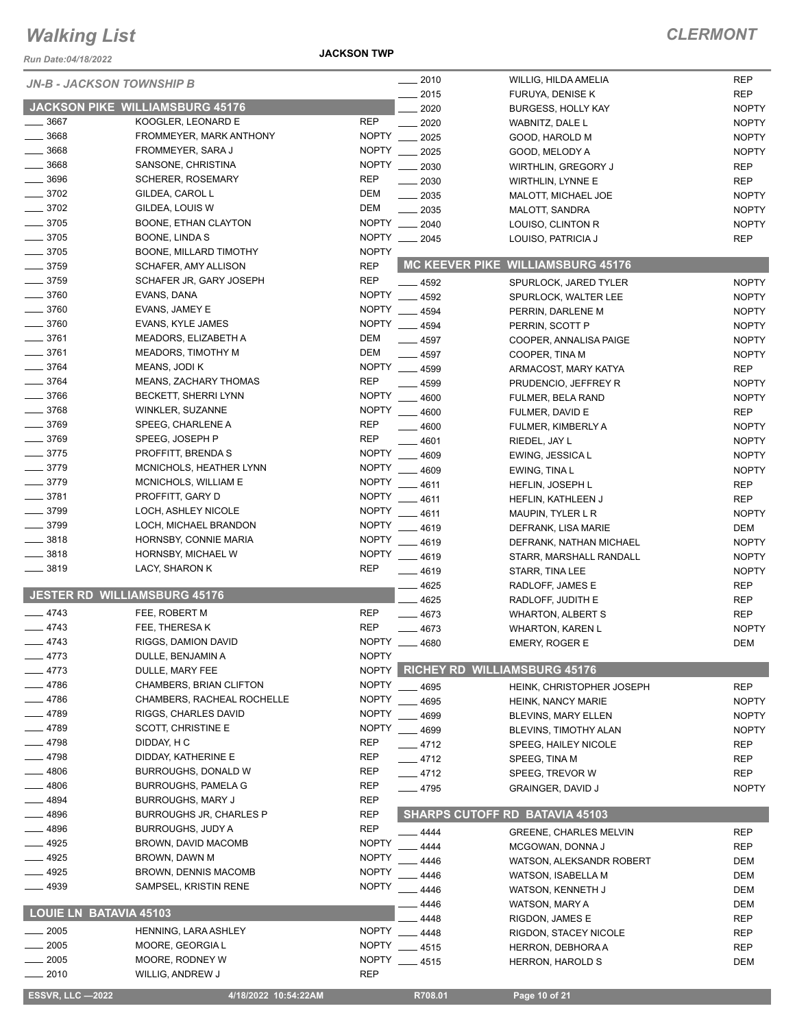# Walking List

**CLERMONT**

Run Date:04/18/2022

**JACKSON TWP**

## JN-B - JACKSON TOWNSHIP B

### JACKSON PIKE WILLIAMSBURG 45176

| No. | Name | Party |
|---|---|---|
| 3667 | KOOGLER, LEONARD E | REP |
| 3668 | FROMMEYER, MARK ANTHONY | NOPTY |
| 3668 | FROMMEYER, SARA J | NOPTY |
| 3668 | SANSONE, CHRISTINA | NOPTY |
| 3696 | SCHERER, ROSEMARY | REP |
| 3702 | GILDEA, CAROL L | DEM |
| 3702 | GILDEA, LOUIS W | DEM |
| 3705 | BOONE, ETHAN CLAYTON | NOPTY |
| 3705 | BOONE, LINDA S | NOPTY |
| 3705 | BOONE, MILLARD TIMOTHY | NOPTY |
| 3759 | SCHAFER, AMY ALLISON | REP |
| 3759 | SCHAFER JR, GARY JOSEPH | REP |
| 3760 | EVANS, DANA | NOPTY |
| 3760 | EVANS, JAMEY E | NOPTY |
| 3760 | EVANS, KYLE JAMES | NOPTY |
| 3761 | MEADORS, ELIZABETH A | DEM |
| 3761 | MEADORS, TIMOTHY M | DEM |
| 3764 | MEANS, JODI K | NOPTY |
| 3764 | MEANS, ZACHARY THOMAS | REP |
| 3766 | BECKETT, SHERRI LYNN | NOPTY |
| 3768 | WINKLER, SUZANNE | NOPTY |
| 3769 | SPEEG, CHARLENE A | REP |
| 3769 | SPEEG, JOSEPH P | REP |
| 3775 | PROFFITT, BRENDA S | NOPTY |
| 3779 | MCNICHOLS, HEATHER LYNN | NOPTY |
| 3779 | MCNICHOLS, WILLIAM E | NOPTY |
| 3781 | PROFFITT, GARY D | NOPTY |
| 3799 | LOCH, ASHLEY NICOLE | NOPTY |
| 3799 | LOCH, MICHAEL BRANDON | NOPTY |
| 3818 | HORNSBY, CONNIE MARIA | NOPTY |
| 3818 | HORNSBY, MICHAEL W | NOPTY |
| 3819 | LACY, SHARON K | REP |

### JESTER RD WILLIAMSBURG 45176

| No. | Name | Party |
|---|---|---|
| 4743 | FEE, ROBERT M | REP |
| 4743 | FEE, THERESA K | REP |
| 4743 | RIGGS, DAMION DAVID | NOPTY |
| 4773 | DULLE, BENJAMIN A | NOPTY |
| 4773 | DULLE, MARY FEE | NOPTY |
| 4786 | CHAMBERS, BRIAN CLIFTON | NOPTY |
| 4786 | CHAMBERS, RACHEAL ROCHELLE | NOPTY |
| 4789 | RIGGS, CHARLES DAVID | NOPTY |
| 4789 | SCOTT, CHRISTINE E | NOPTY |
| 4798 | DIDDAY, H C | REP |
| 4798 | DIDDAY, KATHERINE E | REP |
| 4806 | BURROUGHS, DONALD W | REP |
| 4806 | BURROUGHS, PAMELA G | REP |
| 4894 | BURROUGHS, MARY J | REP |
| 4896 | BURROUGHS JR, CHARLES P | REP |
| 4896 | BURROUGHS, JUDY A | REP |
| 4925 | BROWN, DAVID MACOMB | NOPTY |
| 4925 | BROWN, DAWN M | NOPTY |
| 4925 | BROWN, DENNIS MACOMB | NOPTY |
| 4939 | SAMPSEL, KRISTIN RENE | NOPTY |

### LOUIE LN BATAVIA 45103

| No. | Name | Party |
|---|---|---|
| 2005 | HENNING, LARA ASHLEY | NOPTY |
| 2005 | MOORE, GEORGIA L | NOPTY |
| 2005 | MOORE, RODNEY W | NOPTY |
| 2010 | WILLIG, ANDREW J | REP |
| 2010 | WILLIG, HILDA AMELIA | REP |
| 2015 | FURUYA, DENISE K | REP |
| 2020 | BURGESS, HOLLY KAY | NOPTY |
| 2020 | WABNITZ, DALE L | NOPTY |
| 2025 | GOOD, HAROLD M | NOPTY |
| 2025 | GOOD, MELODY A | NOPTY |
| 2030 | WIRTHLIN, GREGORY J | REP |
| 2030 | WIRTHLIN, LYNNE E | REP |
| 2035 | MALOTT, MICHAEL JOE | NOPTY |
| 2035 | MALOTT, SANDRA | NOPTY |
| 2040 | LOUISO, CLINTON R | NOPTY |
| 2045 | LOUISO, PATRICIA J | REP |

### MC KEEVER PIKE WILLIAMSBURG 45176

| No. | Name | Party |
|---|---|---|
| 4592 | SPURLOCK, JARED TYLER | NOPTY |
| 4592 | SPURLOCK, WALTER LEE | NOPTY |
| 4594 | PERRIN, DARLENE M | NOPTY |
| 4594 | PERRIN, SCOTT P | NOPTY |
| 4597 | COOPER, ANNALISA PAIGE | NOPTY |
| 4597 | COOPER, TINA M | NOPTY |
| 4599 | ARMACOST, MARY KATYA | REP |
| 4599 | PRUDENCIO, JEFFREY R | NOPTY |
| 4600 | FULMER, BELA RAND | NOPTY |
| 4600 | FULMER, DAVID E | REP |
| 4600 | FULMER, KIMBERLY A | NOPTY |
| 4601 | RIEDEL, JAY L | NOPTY |
| 4609 | EWING, JESSICA L | NOPTY |
| 4609 | EWING, TINA L | NOPTY |
| 4611 | HEFLIN, JOSEPH L | REP |
| 4611 | HEFLIN, KATHLEEN J | REP |
| 4611 | MAUPIN, TYLER L R | NOPTY |
| 4619 | DEFRANK, LISA MARIE | DEM |
| 4619 | DEFRANK, NATHAN MICHAEL | NOPTY |
| 4619 | STARR, MARSHALL RANDALL | NOPTY |
| 4619 | STARR, TINA LEE | NOPTY |
| 4625 | RADLOFF, JAMES E | REP |
| 4625 | RADLOFF, JUDITH E | REP |
| 4673 | WHARTON, ALBERT S | REP |
| 4673 | WHARTON, KAREN L | NOPTY |
| 4680 | EMERY, ROGER E | DEM |

### RICHEY RD WILLIAMSBURG 45176

| No. | Name | Party |
|---|---|---|
| 4695 | HEINK, CHRISTOPHER JOSEPH | REP |
| 4695 | HEINK, NANCY MARIE | NOPTY |
| 4699 | BLEVINS, MARY ELLEN | NOPTY |
| 4699 | BLEVINS, TIMOTHY ALAN | NOPTY |
| 4712 | SPEEG, HAILEY NICOLE | REP |
| 4712 | SPEEG, TINA M | REP |
| 4712 | SPEEG, TREVOR W | REP |
| 4795 | GRAINGER, DAVID J | NOPTY |

### SHARPS CUTOFF RD BATAVIA 45103

| No. | Name | Party |
|---|---|---|
| 4444 | GREENE, CHARLES MELVIN | REP |
| 4444 | MCGOWAN, DONNA J | REP |
| 4446 | WATSON, ALEKSANDR ROBERT | DEM |
| 4446 | WATSON, ISABELLA M | DEM |
| 4446 | WATSON, KENNETH J | DEM |
| 4446 | WATSON, MARY A | DEM |
| 4448 | RIGDON, JAMES E | REP |
| 4448 | RIGDON, STACEY NICOLE | REP |
| 4515 | HERRON, DEBHORA A | REP |
| 4515 | HERRON, HAROLD S | DEM |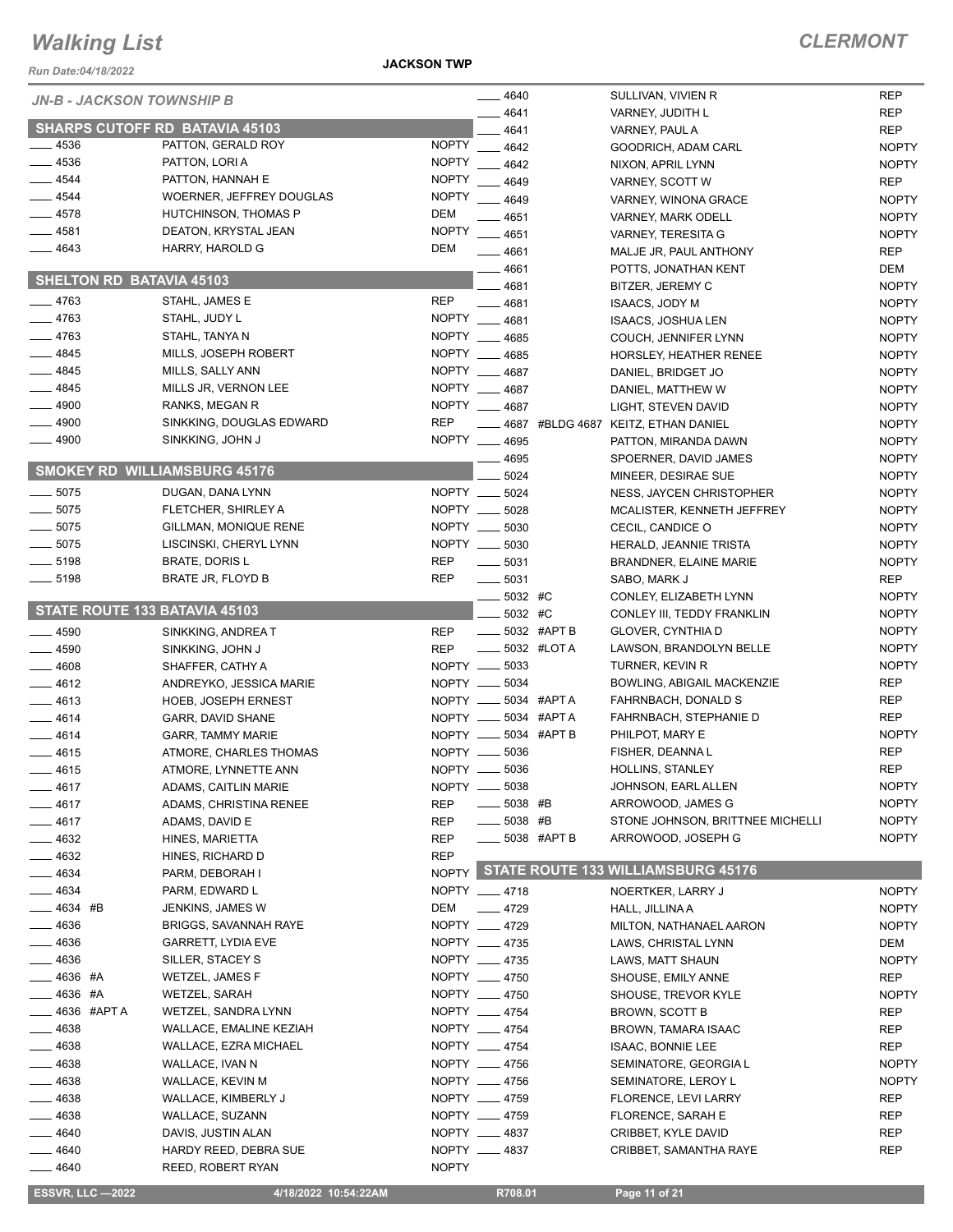# Walking List

**CLERMONT**

Run Date:04/18/2022

**JACKSON TWP**

## JN-B - JACKSON TOWNSHIP B

### SHARPS CUTOFF RD BATAVIA 45103

| No. | Name | Party |
|---|---|---|
| 4536 | PATTON, GERALD ROY | NOPTY |
| 4536 | PATTON, LORI A | NOPTY |
| 4544 | PATTON, HANNAH E | NOPTY |
| 4544 | WOERNER, JEFFREY DOUGLAS | NOPTY |
| 4578 | HUTCHINSON, THOMAS P | DEM |
| 4581 | DEATON, KRYSTAL JEAN | NOPTY |
| 4643 | HARRY, HAROLD G | DEM |

### SHELTON RD BATAVIA 45103

| No. | Name | Party |
|---|---|---|
| 4763 | STAHL, JAMES E | REP |
| 4763 | STAHL, JUDY L | NOPTY |
| 4763 | STAHL, TANYA N | NOPTY |
| 4845 | MILLS, JOSEPH ROBERT | NOPTY |
| 4845 | MILLS, SALLY ANN | NOPTY |
| 4845 | MILLS JR, VERNON LEE | NOPTY |
| 4900 | RANKS, MEGAN R | NOPTY |
| 4900 | SINKKING, DOUGLAS EDWARD | REP |
| 4900 | SINKKING, JOHN J | NOPTY |

### SMOKEY RD WILLIAMSBURG 45176

| No. | Name | Party |
|---|---|---|
| 5075 | DUGAN, DANA LYNN | NOPTY |
| 5075 | FLETCHER, SHIRLEY A | NOPTY |
| 5075 | GILLMAN, MONIQUE RENE | NOPTY |
| 5075 | LISCINSKI, CHERYL LYNN | NOPTY |
| 5198 | BRATE, DORIS L | REP |
| 5198 | BRATE JR, FLOYD B | REP |

### STATE ROUTE 133 BATAVIA 45103

| No. | Name | Party |
|---|---|---|
| 4590 | SINKKING, ANDREA T | REP |
| 4590 | SINKKING, JOHN J | REP |
| 4608 | SHAFFER, CATHY A | NOPTY |
| 4612 | ANDREYKO, JESSICA MARIE | NOPTY |
| 4613 | HOEB, JOSEPH ERNEST | NOPTY |
| 4614 | GARR, DAVID SHANE | NOPTY |
| 4614 | GARR, TAMMY MARIE | NOPTY |
| 4615 | ATMORE, CHARLES THOMAS | NOPTY |
| 4615 | ATMORE, LYNNETTE ANN | NOPTY |
| 4617 | ADAMS, CAITLIN MARIE | NOPTY |
| 4617 | ADAMS, CHRISTINA RENEE | REP |
| 4617 | ADAMS, DAVID E | REP |
| 4632 | HINES, MARIETTA | REP |
| 4632 | HINES, RICHARD D | REP |
| 4634 | PARM, DEBORAH I | NOPTY |
| 4634 | PARM, EDWARD L | NOPTY |
| 4634 #B | JENKINS, JAMES W | DEM |
| 4636 | BRIGGS, SAVANNAH RAYE | NOPTY |
| 4636 | GARRETT, LYDIA EVE | NOPTY |
| 4636 | SILLER, STACEY S | NOPTY |
| 4636 #A | WETZEL, JAMES F | NOPTY |
| 4636 #A | WETZEL, SARAH | NOPTY |
| 4636 #APT A | WETZEL, SANDRA LYNN | NOPTY |
| 4638 | WALLACE, EMALINE KEZIAH | NOPTY |
| 4638 | WALLACE, EZRA MICHAEL | NOPTY |
| 4638 | WALLACE, IVAN N | NOPTY |
| 4638 | WALLACE, KEVIN M | NOPTY |
| 4638 | WALLACE, KIMBERLY J | NOPTY |
| 4638 | WALLACE, SUZANN | NOPTY |
| 4640 | DAVIS, JUSTIN ALAN | NOPTY |
| 4640 | HARDY REED, DEBRA SUE | NOPTY |
| 4640 | REED, ROBERT RYAN | NOPTY |
| 4640 | SULLIVAN, VIVIEN R | REP |
| 4641 | VARNEY, JUDITH L | REP |
| 4641 | VARNEY, PAUL A | REP |
| 4642 | GOODRICH, ADAM CARL | NOPTY |
| 4642 | NIXON, APRIL LYNN | NOPTY |
| 4649 | VARNEY, SCOTT W | REP |
| 4649 | VARNEY, WINONA GRACE | NOPTY |
| 4651 | VARNEY, MARK ODELL | NOPTY |
| 4651 | VARNEY, TERESITA G | NOPTY |
| 4661 | MALJE JR, PAUL ANTHONY | REP |
| 4661 | POTTS, JONATHAN KENT | DEM |
| 4681 | BITZER, JEREMY C | NOPTY |
| 4681 | ISAACS, JODY M | NOPTY |
| 4681 | ISAACS, JOSHUA LEN | NOPTY |
| 4685 | COUCH, JENNIFER LYNN | NOPTY |
| 4685 | HORSLEY, HEATHER RENEE | NOPTY |
| 4687 | DANIEL, BRIDGET JO | NOPTY |
| 4687 | DANIEL, MATTHEW W | NOPTY |
| 4687 | LIGHT, STEVEN DAVID | NOPTY |
| 4687 #BLDG 4687 | KEITZ, ETHAN DANIEL | NOPTY |
| 4695 | PATTON, MIRANDA DAWN | NOPTY |
| 4695 | SPOERNER, DAVID JAMES | NOPTY |
| 5024 | MINEER, DESIRAE SUE | NOPTY |
| 5024 | NESS, JAYCEN CHRISTOPHER | NOPTY |
| 5028 | MCALISTER, KENNETH JEFFREY | NOPTY |
| 5030 | CECIL, CANDICE O | NOPTY |
| 5030 | HERALD, JEANNIE TRISTA | NOPTY |
| 5031 | BRANDNER, ELAINE MARIE | NOPTY |
| 5031 | SABO, MARK J | REP |
| 5032 #C | CONLEY, ELIZABETH LYNN | NOPTY |
| 5032 #C | CONLEY III, TEDDY FRANKLIN | NOPTY |
| 5032 #APT B | GLOVER, CYNTHIA D | NOPTY |
| 5032 #LOT A | LAWSON, BRANDOLYN BELLE | NOPTY |
| 5033 | TURNER, KEVIN R | NOPTY |
| 5034 | BOWLING, ABIGAIL MACKENZIE | REP |
| 5034 #APT A | FAHRNBACH, DONALD S | REP |
| 5034 #APT A | FAHRNBACH, STEPHANIE D | REP |
| 5034 #APT B | PHILPOT, MARY E | NOPTY |
| 5036 | FISHER, DEANNA L | REP |
| 5036 | HOLLINS, STANLEY | REP |
| 5038 | JOHNSON, EARL ALLEN | NOPTY |
| 5038 #B | ARROWOOD, JAMES G | NOPTY |
| 5038 #B | STONE JOHNSON, BRITTNEE MICHELLI | NOPTY |
| 5038 #APT B | ARROWOOD, JOSEPH G | NOPTY |

### STATE ROUTE 133 WILLIAMSBURG 45176

| No. | Name | Party |
|---|---|---|
| 4718 | NOERTKER, LARRY J | NOPTY |
| 4729 | HALL, JILLINA A | NOPTY |
| 4729 | MILTON, NATHANAEL AARON | NOPTY |
| 4735 | LAWS, CHRISTAL LYNN | DEM |
| 4735 | LAWS, MATT SHAUN | NOPTY |
| 4750 | SHOUSE, EMILY ANNE | REP |
| 4750 | SHOUSE, TREVOR KYLE | NOPTY |
| 4754 | BROWN, SCOTT B | REP |
| 4754 | BROWN, TAMARA ISAAC | REP |
| 4754 | ISAAC, BONNIE LEE | REP |
| 4756 | SEMINATORE, GEORGIA L | NOPTY |
| 4756 | SEMINATORE, LEROY L | NOPTY |
| 4759 | FLORENCE, LEVI LARRY | REP |
| 4759 | FLORENCE, SARAH E | REP |
| 4837 | CRIBBET, KYLE DAVID | REP |
| 4837 | CRIBBET, SAMANTHA RAYE | REP |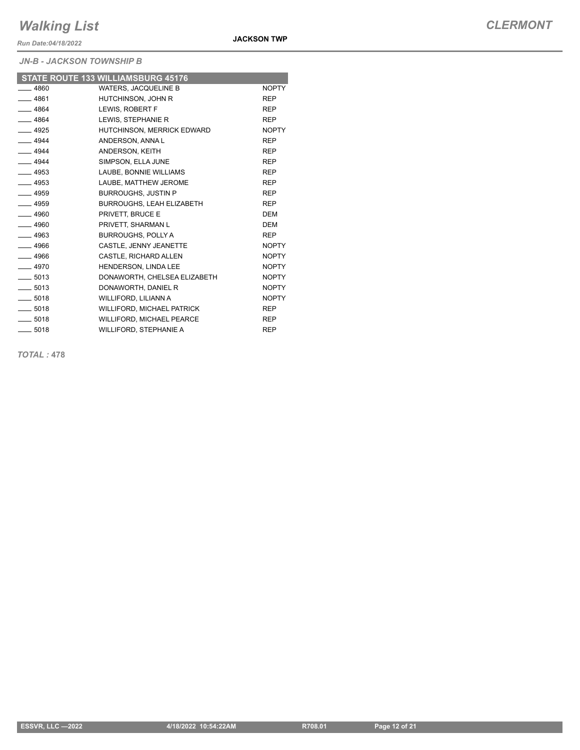*JN-B - JACKSON TOWNSHIP B*

| STATE ROUTE 133 WILLIAMSBURG 45176 | | |
|---|---|---|
| ____ 4860 | WATERS, JACQUELINE B | NOPTY |
| ____ 4861 | HUTCHINSON, JOHN R | REP |
| ____ 4864 | LEWIS, ROBERT F | REP |
| ____ 4864 | LEWIS, STEPHANIE R | REP |
| ____ 4925 | HUTCHINSON, MERRICK EDWARD | NOPTY |
| ____ 4944 | ANDERSON, ANNA L | REP |
| ____ 4944 | ANDERSON, KEITH | REP |
| ____ 4944 | SIMPSON, ELLA JUNE | REP |
| ____ 4953 | LAUBE, BONNIE WILLIAMS | REP |
| ____ 4953 | LAUBE, MATTHEW JEROME | REP |
| ____ 4959 | BURROUGHS, JUSTIN P | REP |
| ____ 4959 | BURROUGHS, LEAH ELIZABETH | REP |
| ____ 4960 | PRIVETT, BRUCE E | DEM |
| ____ 4960 | PRIVETT, SHARMAN L | DEM |
| ____ 4963 | BURROUGHS, POLLY A | REP |
| ____ 4966 | CASTLE, JENNY JEANETTE | NOPTY |
| ____ 4966 | CASTLE, RICHARD ALLEN | NOPTY |
| ____ 4970 | HENDERSON, LINDA LEE | NOPTY |
| ____ 5013 | DONAWORTH, CHELSEA ELIZABETH | NOPTY |
| ____ 5013 | DONAWORTH, DANIEL R | NOPTY |
| ____ 5018 | WILLIFORD, LILIANN A | NOPTY |
| ____ 5018 | WILLIFORD, MICHAEL PATRICK | REP |
| ____ 5018 | WILLIFORD, MICHAEL PEARCE | REP |
| ____ 5018 | WILLIFORD, STEPHANIE A | REP |

***TOTAL :* 478**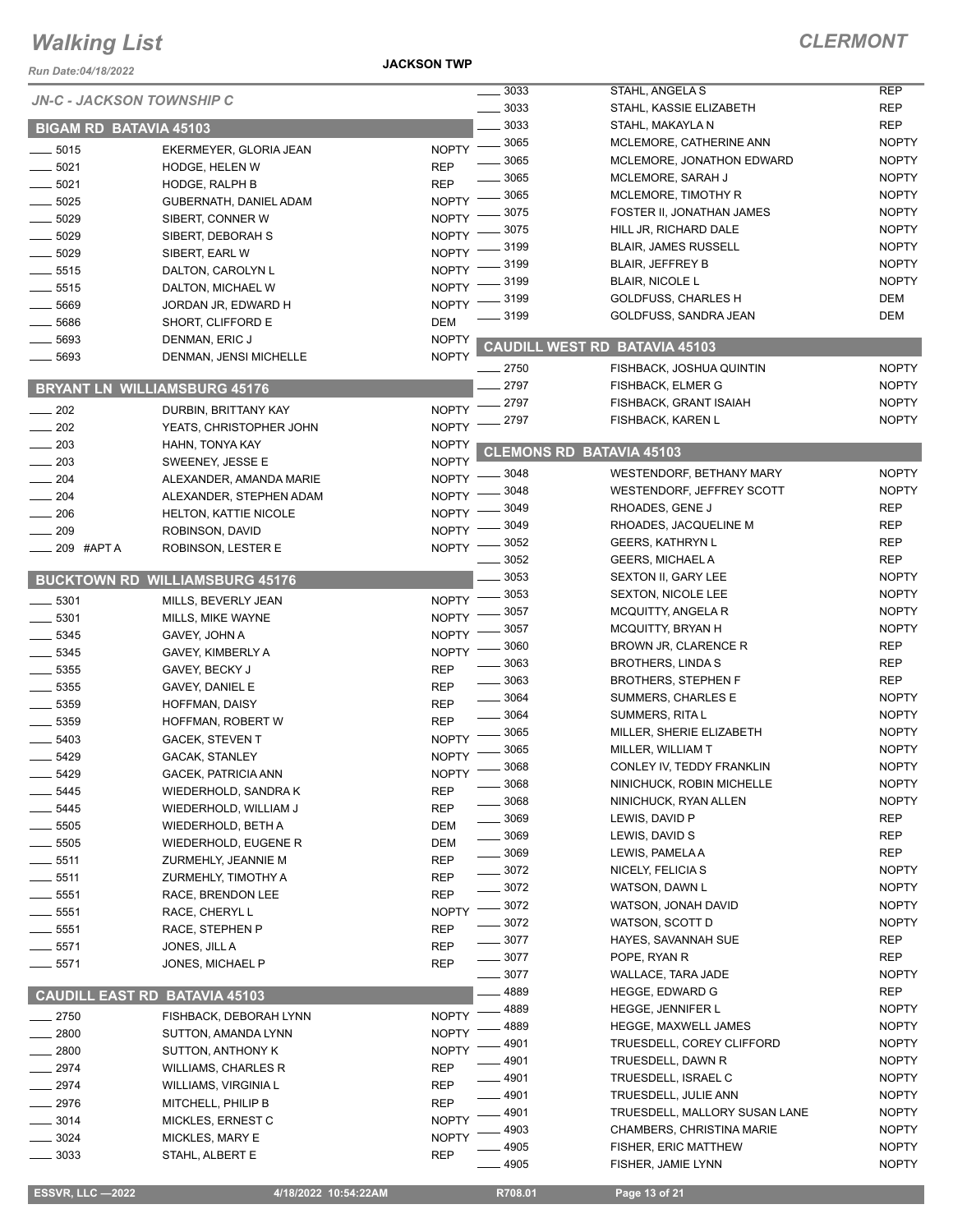# Walking List

**CLERMONT**

Run Date:04/18/2022

**JACKSON TWP**

*JN-C - JACKSON TOWNSHIP C*

## BIGAM RD BATAVIA 45103

| No. | Name | Party |
|---|---|---|
| 5015 | EKERMEYER, GLORIA JEAN | NOPTY |
| 5021 | HODGE, HELEN W | REP |
| 5021 | HODGE, RALPH B | REP |
| 5025 | GUBERNATH, DANIEL ADAM | NOPTY |
| 5029 | SIBERT, CONNER W | NOPTY |
| 5029 | SIBERT, DEBORAH S | NOPTY |
| 5029 | SIBERT, EARL W | NOPTY |
| 5515 | DALTON, CAROLYN L | NOPTY |
| 5515 | DALTON, MICHAEL W | NOPTY |
| 5669 | JORDAN JR, EDWARD H | NOPTY |
| 5686 | SHORT, CLIFFORD E | DEM |
| 5693 | DENMAN, ERIC J | NOPTY |
| 5693 | DENMAN, JENSI MICHELLE | NOPTY |

## BRYANT LN WILLIAMSBURG 45176

| No. | Name | Party |
|---|---|---|
| 202 | DURBIN, BRITTANY KAY | NOPTY |
| 202 | YEATS, CHRISTOPHER JOHN | NOPTY |
| 203 | HAHN, TONYA KAY | NOPTY |
| 203 | SWEENEY, JESSE E | NOPTY |
| 204 | ALEXANDER, AMANDA MARIE | NOPTY |
| 204 | ALEXANDER, STEPHEN ADAM | NOPTY |
| 206 | HELTON, KATTIE NICOLE | NOPTY |
| 209 | ROBINSON, DAVID | NOPTY |
| 209 #APT A | ROBINSON, LESTER E | NOPTY |

## BUCKTOWN RD WILLIAMSBURG 45176

| No. | Name | Party |
|---|---|---|
| 5301 | MILLS, BEVERLY JEAN | NOPTY |
| 5301 | MILLS, MIKE WAYNE | NOPTY |
| 5345 | GAVEY, JOHN A | NOPTY |
| 5345 | GAVEY, KIMBERLY A | NOPTY |
| 5355 | GAVEY, BECKY J | REP |
| 5355 | GAVEY, DANIEL E | REP |
| 5359 | HOFFMAN, DAISY | REP |
| 5359 | HOFFMAN, ROBERT W | REP |
| 5403 | GACEK, STEVEN T | NOPTY |
| 5429 | GACAK, STANLEY | NOPTY |
| 5429 | GACEK, PATRICIA ANN | NOPTY |
| 5445 | WIEDERHOLD, SANDRA K | REP |
| 5445 | WIEDERHOLD, WILLIAM J | REP |
| 5505 | WIEDERHOLD, BETH A | DEM |
| 5505 | WIEDERHOLD, EUGENE R | DEM |
| 5511 | ZURMEHLY, JEANNIE M | REP |
| 5511 | ZURMEHLY, TIMOTHY A | REP |
| 5551 | RACE, BRENDON LEE | REP |
| 5551 | RACE, CHERYL L | NOPTY |
| 5551 | RACE, STEPHEN P | REP |
| 5571 | JONES, JILL A | REP |
| 5571 | JONES, MICHAEL P | REP |

## CAUDILL EAST RD BATAVIA 45103

| No. | Name | Party |
|---|---|---|
| 2750 | FISHBACK, DEBORAH LYNN | NOPTY |
| 2800 | SUTTON, AMANDA LYNN | NOPTY |
| 2800 | SUTTON, ANTHONY K | NOPTY |
| 2974 | WILLIAMS, CHARLES R | REP |
| 2974 | WILLIAMS, VIRGINIA L | REP |
| 2976 | MITCHELL, PHILIP B | REP |
| 3014 | MICKLES, ERNEST C | NOPTY |
| 3024 | MICKLES, MARY E | NOPTY |
| 3033 | STAHL, ALBERT E | REP |
| 3033 | STAHL, ANGELA S | REP |
| 3033 | STAHL, KASSIE ELIZABETH | REP |
| 3033 | STAHL, MAKAYLA N | REP |
| 3065 | MCLEMORE, CATHERINE ANN | NOPTY |
| 3065 | MCLEMORE, JONATHON EDWARD | NOPTY |
| 3065 | MCLEMORE, SARAH J | NOPTY |
| 3065 | MCLEMORE, TIMOTHY R | NOPTY |
| 3075 | FOSTER II, JONATHAN JAMES | NOPTY |
| 3075 | HILL JR, RICHARD DALE | NOPTY |
| 3199 | BLAIR, JAMES RUSSELL | NOPTY |
| 3199 | BLAIR, JEFFREY B | NOPTY |
| 3199 | BLAIR, NICOLE L | NOPTY |
| 3199 | GOLDFUSS, CHARLES H | DEM |
| 3199 | GOLDFUSS, SANDRA JEAN | DEM |

## CAUDILL WEST RD BATAVIA 45103

| No. | Name | Party |
|---|---|---|
| 2750 | FISHBACK, JOSHUA QUINTIN | NOPTY |
| 2797 | FISHBACK, ELMER G | NOPTY |
| 2797 | FISHBACK, GRANT ISAIAH | NOPTY |
| 2797 | FISHBACK, KAREN L | NOPTY |

## CLEMONS RD BATAVIA 45103

| No. | Name | Party |
|---|---|---|
| 3048 | WESTENDORF, BETHANY MARY | NOPTY |
| 3048 | WESTENDORF, JEFFREY SCOTT | NOPTY |
| 3049 | RHOADES, GENE J | REP |
| 3049 | RHOADES, JACQUELINE M | REP |
| 3052 | GEERS, KATHRYN L | REP |
| 3052 | GEERS, MICHAEL A | REP |
| 3053 | SEXTON II, GARY LEE | NOPTY |
| 3053 | SEXTON, NICOLE LEE | NOPTY |
| 3057 | MCQUITTY, ANGELA R | NOPTY |
| 3057 | MCQUITTY, BRYAN H | NOPTY |
| 3060 | BROWN JR, CLARENCE R | REP |
| 3063 | BROTHERS, LINDA S | REP |
| 3063 | BROTHERS, STEPHEN F | REP |
| 3064 | SUMMERS, CHARLES E | NOPTY |
| 3064 | SUMMERS, RITA L | NOPTY |
| 3065 | MILLER, SHERIE ELIZABETH | NOPTY |
| 3065 | MILLER, WILLIAM T | NOPTY |
| 3068 | CONLEY IV, TEDDY FRANKLIN | NOPTY |
| 3068 | NINICHUCK, ROBIN MICHELLE | NOPTY |
| 3068 | NINICHUCK, RYAN ALLEN | NOPTY |
| 3069 | LEWIS, DAVID P | REP |
| 3069 | LEWIS, DAVID S | REP |
| 3069 | LEWIS, PAMELA A | REP |
| 3072 | NICELY, FELICIA S | NOPTY |
| 3072 | WATSON, DAWN L | NOPTY |
| 3072 | WATSON, JONAH DAVID | NOPTY |
| 3072 | WATSON, SCOTT D | NOPTY |
| 3077 | HAYES, SAVANNAH SUE | REP |
| 3077 | POPE, RYAN R | REP |
| 3077 | WALLACE, TARA JADE | NOPTY |
| 4889 | HEGGE, EDWARD G | REP |
| 4889 | HEGGE, JENNIFER L | NOPTY |
| 4889 | HEGGE, MAXWELL JAMES | NOPTY |
| 4901 | TRUESDELL, COREY CLIFFORD | NOPTY |
| 4901 | TRUESDELL, DAWN R | NOPTY |
| 4901 | TRUESDELL, ISRAEL C | NOPTY |
| 4901 | TRUESDELL, JULIE ANN | NOPTY |
| 4901 | TRUESDELL, MALLORY SUSAN LANE | NOPTY |
| 4903 | CHAMBERS, CHRISTINA MARIE | NOPTY |
| 4905 | FISHER, ERIC MATTHEW | NOPTY |
| 4905 | FISHER, JAMIE LYNN | NOPTY |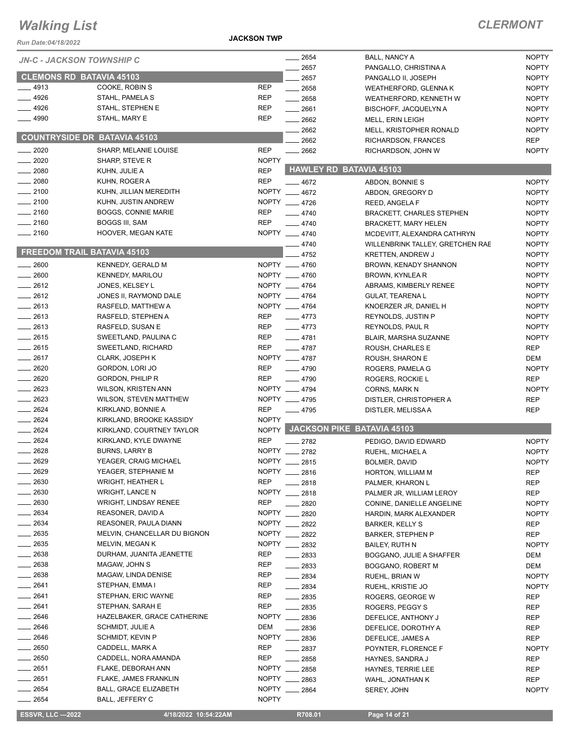# Walking List

**CLERMONT**

Run Date:04/18/2022

**JACKSON TWP**

### JN-C - JACKSON TOWNSHIP C

#### CLEMONS RD BATAVIA 45103

| No. | Name | Party |
|---|---|---|
| ____ 4913 | COOKE, ROBIN S | REP |
| ____ 4926 | STAHL, PAMELA S | REP |
| ____ 4926 | STAHL, STEPHEN E | REP |
| ____ 4990 | STAHL, MARY E | REP |

#### COUNTRYSIDE DR BATAVIA 45103

| No. | Name | Party |
|---|---|---|
| ____ 2020 | SHARP, MELANIE LOUISE | REP |
| ____ 2020 | SHARP, STEVE R | NOPTY |
| ____ 2080 | KUHN, JULIE A | REP |
| ____ 2080 | KUHN, ROGER A | REP |
| ____ 2100 | KUHN, JILLIAN MEREDITH | NOPTY |
| ____ 2100 | KUHN, JUSTIN ANDREW | NOPTY |
| ____ 2160 | BOGGS, CONNIE MARIE | REP |
| ____ 2160 | BOGGS III, SAM | REP |
| ____ 2160 | HOOVER, MEGAN KATE | NOPTY |

#### FREEDOM TRAIL BATAVIA 45103

| No. | Name | Party |
|---|---|---|
| ____ 2600 | KENNEDY, GERALD M | NOPTY |
| ____ 2600 | KENNEDY, MARILOU | NOPTY |
| ____ 2612 | JONES, KELSEY L | NOPTY |
| ____ 2612 | JONES II, RAYMOND DALE | NOPTY |
| ____ 2613 | RASFELD, MATTHEW A | NOPTY |
| ____ 2613 | RASFELD, STEPHEN A | REP |
| ____ 2613 | RASFELD, SUSAN E | REP |
| ____ 2615 | SWEETLAND, PAULINA C | REP |
| ____ 2615 | SWEETLAND, RICHARD | REP |
| ____ 2617 | CLARK, JOSEPH K | NOPTY |
| ____ 2620 | GORDON, LORI JO | REP |
| ____ 2620 | GORDON, PHILIP R | REP |
| ____ 2623 | WILSON, KRISTEN ANN | NOPTY |
| ____ 2623 | WILSON, STEVEN MATTHEW | NOPTY |
| ____ 2624 | KIRKLAND, BONNIE A | REP |
| ____ 2624 | KIRKLAND, BROOKE KASSIDY | NOPTY |
| ____ 2624 | KIRKLAND, COURTNEY TAYLOR | NOPTY |
| ____ 2624 | KIRKLAND, KYLE DWAYNE | REP |
| ____ 2628 | BURNS, LARRY B | NOPTY |
| ____ 2629 | YEAGER, CRAIG MICHAEL | NOPTY |
| ____ 2629 | YEAGER, STEPHANIE M | NOPTY |
| ____ 2630 | WRIGHT, HEATHER L | REP |
| ____ 2630 | WRIGHT, LANCE N | NOPTY |
| ____ 2630 | WRIGHT, LINDSAY RENEE | REP |
| ____ 2634 | REASONER, DAVID A | NOPTY |
| ____ 2634 | REASONER, PAULA DIANN | NOPTY |
| ____ 2635 | MELVIN, CHANCELLAR DU BIGNON | NOPTY |
| ____ 2635 | MELVIN, MEGAN K | NOPTY |
| ____ 2638 | DURHAM, JUANITA JEANETTE | REP |
| ____ 2638 | MAGAW, JOHN S | REP |
| ____ 2638 | MAGAW, LINDA DENISE | REP |
| ____ 2641 | STEPHAN, EMMA I | REP |
| ____ 2641 | STEPHAN, ERIC WAYNE | REP |
| ____ 2641 | STEPHAN, SARAH E | REP |
| ____ 2646 | HAZELBAKER, GRACE CATHERINE | NOPTY |
| ____ 2646 | SCHMIDT, JULIE A | DEM |
| ____ 2646 | SCHMIDT, KEVIN P | NOPTY |
| ____ 2650 | CADDELL, MARK A | REP |
| ____ 2650 | CADDELL, NORA AMANDA | REP |
| ____ 2651 | FLAKE, DEBORAH ANN | NOPTY |
| ____ 2651 | FLAKE, JAMES FRANKLIN | NOPTY |
| ____ 2654 | BALL, GRACE ELIZABETH | NOPTY |
| ____ 2654 | BALL, JEFFERY C | NOPTY |
| ____ 2654 | BALL, NANCY A | NOPTY |
| ____ 2657 | PANGALLO, CHRISTINA A | NOPTY |
| ____ 2657 | PANGALLO II, JOSEPH | NOPTY |
| ____ 2658 | WEATHERFORD, GLENNA K | NOPTY |
| ____ 2658 | WEATHERFORD, KENNETH W | NOPTY |
| ____ 2661 | BISCHOFF, JACQUELYN A | NOPTY |
| ____ 2662 | MELL, ERIN LEIGH | NOPTY |
| ____ 2662 | MELL, KRISTOPHER RONALD | NOPTY |
| ____ 2662 | RICHARDSON, FRANCES | REP |
| ____ 2662 | RICHARDSON, JOHN W | NOPTY |

#### HAWLEY RD BATAVIA 45103

| No. | Name | Party |
|---|---|---|
| ____ 4672 | ABDON, BONNIE S | NOPTY |
| ____ 4672 | ABDON, GREGORY D | NOPTY |
| ____ 4726 | REED, ANGELA F | NOPTY |
| ____ 4740 | BRACKETT, CHARLES STEPHEN | NOPTY |
| ____ 4740 | BRACKETT, MARY HELEN | NOPTY |
| ____ 4740 | MCDEVITT, ALEXANDRA CATHRYN | NOPTY |
| ____ 4740 | WILLENBRINK TALLEY, GRETCHEN RAE | NOPTY |
| ____ 4752 | KRETTEN, ANDREW J | NOPTY |
| ____ 4760 | BROWN, KENADY SHANNON | NOPTY |
| ____ 4760 | BROWN, KYNLEA R | NOPTY |
| ____ 4764 | ABRAMS, KIMBERLY RENEE | NOPTY |
| ____ 4764 | GULAT, TEARENA L | NOPTY |
| ____ 4764 | KNOERZER JR, DANIEL H | NOPTY |
| ____ 4773 | REYNOLDS, JUSTIN P | NOPTY |
| ____ 4773 | REYNOLDS, PAUL R | NOPTY |
| ____ 4781 | BLAIR, MARSHA SUZANNE | NOPTY |
| ____ 4787 | ROUSH, CHARLES E | REP |
| ____ 4787 | ROUSH, SHARON E | DEM |
| ____ 4790 | ROGERS, PAMELA G | NOPTY |
| ____ 4790 | ROGERS, ROCKIE L | REP |
| ____ 4794 | CORNS, MARK N | NOPTY |
| ____ 4795 | DISTLER, CHRISTOPHER A | REP |
| ____ 4795 | DISTLER, MELISSA A | REP |

#### JACKSON PIKE BATAVIA 45103

| No. | Name | Party |
|---|---|---|
| ____ 2782 | PEDIGO, DAVID EDWARD | NOPTY |
| ____ 2782 | RUEHL, MICHAEL A | NOPTY |
| ____ 2815 | BOLMER, DAVID | NOPTY |
| ____ 2816 | HORTON, WILLIAM M | REP |
| ____ 2818 | PALMER, KHARON L | REP |
| ____ 2818 | PALMER JR, WILLIAM LEROY | REP |
| ____ 2820 | CONINE, DANIELLE ANGELINE | NOPTY |
| ____ 2820 | HARDIN, MARK ALEXANDER | NOPTY |
| ____ 2822 | BARKER, KELLY S | REP |
| ____ 2822 | BARKER, STEPHEN P | REP |
| ____ 2832 | BAILEY, RUTH N | NOPTY |
| ____ 2833 | BOGGANO, JULIE A SHAFFER | DEM |
| ____ 2833 | BOGGANO, ROBERT M | DEM |
| ____ 2834 | RUEHL, BRIAN W | NOPTY |
| ____ 2834 | RUEHL, KRISTIE JO | NOPTY |
| ____ 2835 | ROGERS, GEORGE W | REP |
| ____ 2835 | ROGERS, PEGGY S | REP |
| ____ 2836 | DEFELICE, ANTHONY J | REP |
| ____ 2836 | DEFELICE, DOROTHY A | REP |
| ____ 2836 | DEFELICE, JAMES A | REP |
| ____ 2837 | POYNTER, FLORENCE F | NOPTY |
| ____ 2858 | HAYNES, SANDRA J | REP |
| ____ 2858 | HAYNES, TERRIE LEE | REP |
| ____ 2863 | WAHL, JONATHAN K | REP |
| ____ 2864 | SEREY, JOHN | NOPTY |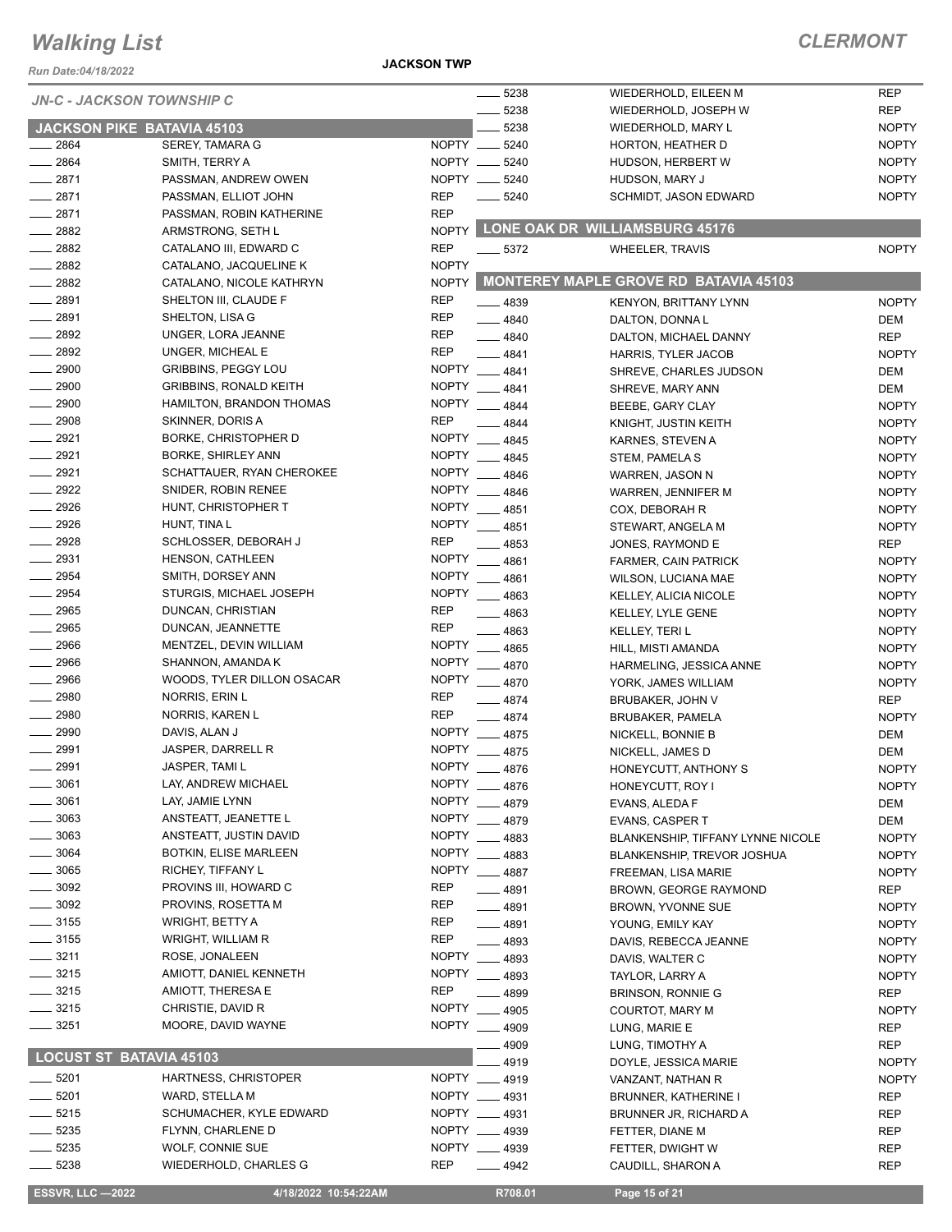# Walking List

**JACKSON TWP** — **CLERMONT**

*JN-C - JACKSON TOWNSHIP C*

## JACKSON PIKE BATAVIA 45103

| No. | Name | Party |
|---|---|---|
| 2864 | SEREY, TAMARA G | NOPTY |
| 2864 | SMITH, TERRY A | NOPTY |
| 2871 | PASSMAN, ANDREW OWEN | NOPTY |
| 2871 | PASSMAN, ELLIOT JOHN | REP |
| 2871 | PASSMAN, ROBIN KATHERINE | REP |
| 2882 | ARMSTRONG, SETH L | NOPTY |
| 2882 | CATALANO III, EDWARD C | REP |
| 2882 | CATALANO, JACQUELINE K | NOPTY |
| 2882 | CATALANO, NICOLE KATHRYN | NOPTY |
| 2891 | SHELTON III, CLAUDE F | REP |
| 2891 | SHELTON, LISA G | REP |
| 2892 | UNGER, LORA JEANNE | REP |
| 2892 | UNGER, MICHEAL E | REP |
| 2900 | GRIBBINS, PEGGY LOU | NOPTY |
| 2900 | GRIBBINS, RONALD KEITH | NOPTY |
| 2900 | HAMILTON, BRANDON THOMAS | NOPTY |
| 2908 | SKINNER, DORIS A | REP |
| 2921 | BORKE, CHRISTOPHER D | NOPTY |
| 2921 | BORKE, SHIRLEY ANN | NOPTY |
| 2921 | SCHATTAUER, RYAN CHEROKEE | NOPTY |
| 2922 | SNIDER, ROBIN RENEE | NOPTY |
| 2926 | HUNT, CHRISTOPHER T | NOPTY |
| 2926 | HUNT, TINA L | NOPTY |
| 2928 | SCHLOSSER, DEBORAH J | REP |
| 2931 | HENSON, CATHLEEN | NOPTY |
| 2954 | SMITH, DORSEY ANN | NOPTY |
| 2954 | STURGIS, MICHAEL JOSEPH | NOPTY |
| 2965 | DUNCAN, CHRISTIAN | REP |
| 2965 | DUNCAN, JEANNETTE | REP |
| 2966 | MENTZEL, DEVIN WILLIAM | NOPTY |
| 2966 | SHANNON, AMANDA K | NOPTY |
| 2966 | WOODS, TYLER DILLON OSACAR | NOPTY |
| 2980 | NORRIS, ERIN L | REP |
| 2980 | NORRIS, KAREN L | REP |
| 2990 | DAVIS, ALAN J | NOPTY |
| 2991 | JASPER, DARRELL R | NOPTY |
| 2991 | JASPER, TAMI L | NOPTY |
| 3061 | LAY, ANDREW MICHAEL | NOPTY |
| 3061 | LAY, JAMIE LYNN | NOPTY |
| 3063 | ANSTEATT, JEANETTE L | NOPTY |
| 3063 | ANSTEATT, JUSTIN DAVID | NOPTY |
| 3064 | BOTKIN, ELISE MARLEEN | NOPTY |
| 3065 | RICHEY, TIFFANY L | NOPTY |
| 3092 | PROVINS III, HOWARD C | REP |
| 3092 | PROVINS, ROSETTA M | REP |
| 3155 | WRIGHT, BETTY A | REP |
| 3155 | WRIGHT, WILLIAM R | REP |
| 3211 | ROSE, JONALEEN | NOPTY |
| 3215 | AMIOTT, DANIEL KENNETH | NOPTY |
| 3215 | AMIOTT, THERESA E | REP |
| 3215 | CHRISTIE, DAVID R | NOPTY |
| 3251 | MOORE, DAVID WAYNE | NOPTY |

## LOCUST ST BATAVIA 45103

| No. | Name | Party |
|---|---|---|
| 5201 | HARTNESS, CHRISTOPER | NOPTY |
| 5201 | WARD, STELLA M | NOPTY |
| 5215 | SCHUMACHER, KYLE EDWARD | NOPTY |
| 5235 | FLYNN, CHARLENE D | NOPTY |
| 5235 | WOLF, CONNIE SUE | NOPTY |
| 5238 | WIEDERHOLD, CHARLES G | REP |
| 5238 | WIEDERHOLD, EILEEN M | REP |
| 5238 | WIEDERHOLD, JOSEPH W | REP |
| 5238 | WIEDERHOLD, MARY L | NOPTY |
| 5240 | HORTON, HEATHER D | NOPTY |
| 5240 | HUDSON, HERBERT W | NOPTY |
| 5240 | HUDSON, MARY J | NOPTY |
| 5240 | SCHMIDT, JASON EDWARD | NOPTY |

## LONE OAK DR WILLIAMSBURG 45176

| No. | Name | Party |
|---|---|---|
| 5372 | WHEELER, TRAVIS | NOPTY |

## MONTEREY MAPLE GROVE RD BATAVIA 45103

| No. | Name | Party |
|---|---|---|
| 4839 | KENYON, BRITTANY LYNN | NOPTY |
| 4840 | DALTON, DONNA L | DEM |
| 4840 | DALTON, MICHAEL DANNY | REP |
| 4841 | HARRIS, TYLER JACOB | NOPTY |
| 4841 | SHREVE, CHARLES JUDSON | DEM |
| 4841 | SHREVE, MARY ANN | DEM |
| 4844 | BEEBE, GARY CLAY | NOPTY |
| 4844 | KNIGHT, JUSTIN KEITH | NOPTY |
| 4845 | KARNES, STEVEN A | NOPTY |
| 4845 | STEM, PAMELA S | NOPTY |
| 4846 | WARREN, JASON N | NOPTY |
| 4846 | WARREN, JENNIFER M | NOPTY |
| 4851 | COX, DEBORAH R | NOPTY |
| 4851 | STEWART, ANGELA M | NOPTY |
| 4853 | JONES, RAYMOND E | REP |
| 4861 | FARMER, CAIN PATRICK | NOPTY |
| 4861 | WILSON, LUCIANA MAE | NOPTY |
| 4863 | KELLEY, ALICIA NICOLE | NOPTY |
| 4863 | KELLEY, LYLE GENE | NOPTY |
| 4863 | KELLEY, TERI L | NOPTY |
| 4865 | HILL, MISTI AMANDA | NOPTY |
| 4870 | HARMELING, JESSICA ANNE | NOPTY |
| 4870 | YORK, JAMES WILLIAM | NOPTY |
| 4874 | BRUBAKER, JOHN V | REP |
| 4874 | BRUBAKER, PAMELA | NOPTY |
| 4875 | NICKELL, BONNIE B | DEM |
| 4875 | NICKELL, JAMES D | DEM |
| 4876 | HONEYCUTT, ANTHONY S | NOPTY |
| 4876 | HONEYCUTT, ROY I | NOPTY |
| 4879 | EVANS, ALEDA F | DEM |
| 4879 | EVANS, CASPER T | DEM |
| 4883 | BLANKENSHIP, TIFFANY LYNNE NICOLE | NOPTY |
| 4883 | BLANKENSHIP, TREVOR JOSHUA | NOPTY |
| 4887 | FREEMAN, LISA MARIE | NOPTY |
| 4891 | BROWN, GEORGE RAYMOND | REP |
| 4891 | BROWN, YVONNE SUE | NOPTY |
| 4891 | YOUNG, EMILY KAY | NOPTY |
| 4893 | DAVIS, REBECCA JEANNE | NOPTY |
| 4893 | DAVIS, WALTER C | NOPTY |
| 4893 | TAYLOR, LARRY A | NOPTY |
| 4899 | BRINSON, RONNIE G | REP |
| 4905 | COURTOT, MARY M | NOPTY |
| 4909 | LUNG, MARIE E | REP |
| 4909 | LUNG, TIMOTHY A | REP |
| 4919 | DOYLE, JESSICA MARIE | NOPTY |
| 4919 | VANZANT, NATHAN R | NOPTY |
| 4931 | BRUNNER, KATHERINE I | REP |
| 4931 | BRUNNER JR, RICHARD A | REP |
| 4939 | FETTER, DIANE M | REP |
| 4939 | FETTER, DWIGHT W | REP |
| 4942 | CAUDILL, SHARON A | REP |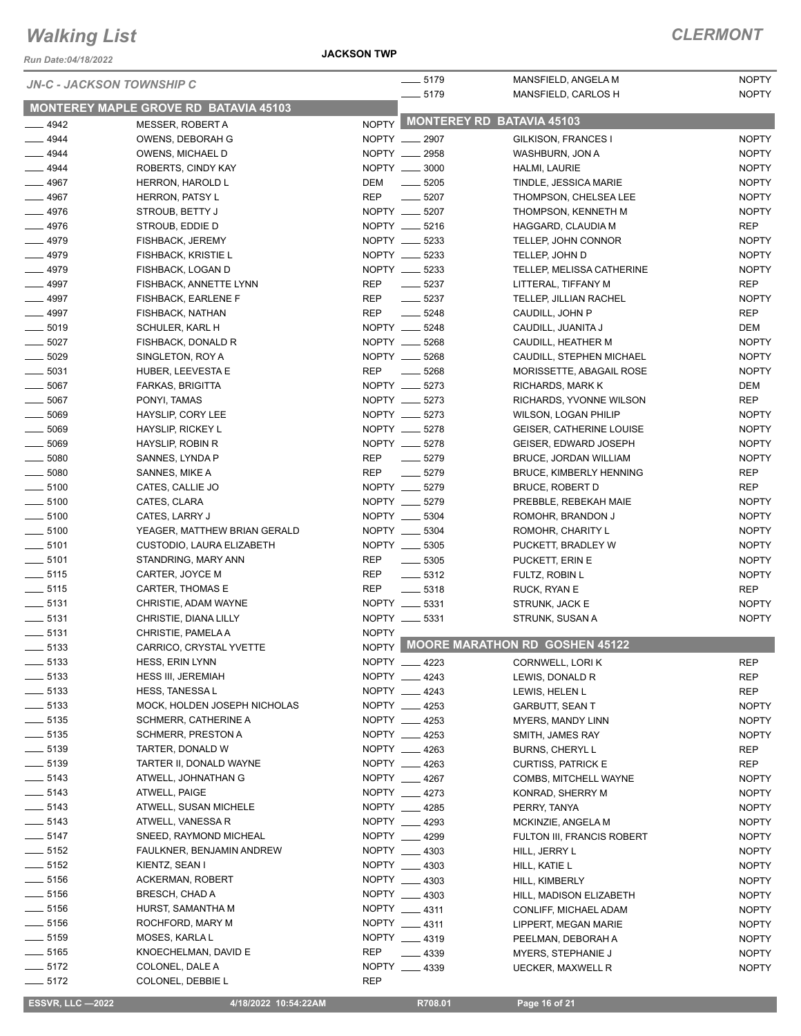# Walking List

**CLERMONT**

Run Date:04/18/2022

**JACKSON TWP**

*JN-C - JACKSON TOWNSHIP C*

## MONTEREY MAPLE GROVE RD BATAVIA 45103

| No. | Name | Party |
|---|---|---|
| 4942 | MESSER, ROBERT A | NOPTY |
| 4944 | OWENS, DEBORAH G | NOPTY |
| 4944 | OWENS, MICHAEL D | NOPTY |
| 4944 | ROBERTS, CINDY KAY | NOPTY |
| 4967 | HERRON, HAROLD L | DEM |
| 4967 | HERRON, PATSY L | REP |
| 4976 | STROUB, BETTY J | NOPTY |
| 4976 | STROUB, EDDIE D | NOPTY |
| 4979 | FISHBACK, JEREMY | NOPTY |
| 4979 | FISHBACK, KRISTIE L | NOPTY |
| 4979 | FISHBACK, LOGAN D | NOPTY |
| 4997 | FISHBACK, ANNETTE LYNN | REP |
| 4997 | FISHBACK, EARLENE F | REP |
| 4997 | FISHBACK, NATHAN | REP |
| 5019 | SCHULER, KARL H | NOPTY |
| 5027 | FISHBACK, DONALD R | NOPTY |
| 5029 | SINGLETON, ROY A | NOPTY |
| 5031 | HUBER, LEEVESTA E | REP |
| 5067 | FARKAS, BRIGITTA | NOPTY |
| 5067 | PONYI, TAMAS | NOPTY |
| 5069 | HAYSLIP, CORY LEE | NOPTY |
| 5069 | HAYSLIP, RICKEY L | NOPTY |
| 5069 | HAYSLIP, ROBIN R | NOPTY |
| 5080 | SANNES, LYNDA P | REP |
| 5080 | SANNES, MIKE A | REP |
| 5100 | CATES, CALLIE JO | NOPTY |
| 5100 | CATES, CLARA | NOPTY |
| 5100 | CATES, LARRY J | NOPTY |
| 5100 | YEAGER, MATTHEW BRIAN GERALD | NOPTY |
| 5101 | CUSTODIO, LAURA ELIZABETH | NOPTY |
| 5101 | STANDRING, MARY ANN | REP |
| 5115 | CARTER, JOYCE M | REP |
| 5115 | CARTER, THOMAS E | REP |
| 5131 | CHRISTIE, ADAM WAYNE | NOPTY |
| 5131 | CHRISTIE, DIANA LILLY | NOPTY |
| 5131 | CHRISTIE, PAMELA A | NOPTY |
| 5133 | CARRICO, CRYSTAL YVETTE | NOPTY |
| 5133 | HESS, ERIN LYNN | NOPTY |
| 5133 | HESS III, JEREMIAH | NOPTY |
| 5133 | HESS, TANESSA L | NOPTY |
| 5133 | MOCK, HOLDEN JOSEPH NICHOLAS | NOPTY |
| 5135 | SCHMERR, CATHERINE A | NOPTY |
| 5135 | SCHMERR, PRESTON A | NOPTY |
| 5139 | TARTER, DONALD W | NOPTY |
| 5139 | TARTER II, DONALD WAYNE | NOPTY |
| 5143 | ATWELL, JOHNATHAN G | NOPTY |
| 5143 | ATWELL, PAIGE | NOPTY |
| 5143 | ATWELL, SUSAN MICHELE | NOPTY |
| 5143 | ATWELL, VANESSA R | NOPTY |
| 5147 | SNEED, RAYMOND MICHEAL | NOPTY |
| 5152 | FAULKNER, BENJAMIN ANDREW | NOPTY |
| 5152 | KIENTZ, SEAN I | NOPTY |
| 5156 | ACKERMAN, ROBERT | NOPTY |
| 5156 | BRESCH, CHAD A | NOPTY |
| 5156 | HURST, SAMANTHA M | NOPTY |
| 5156 | ROCHFORD, MARY M | NOPTY |
| 5159 | MOSES, KARLA L | NOPTY |
| 5165 | KNOECHELMAN, DAVID E | REP |
| 5172 | COLONEL, DALE A | NOPTY |
| 5172 | COLONEL, DEBBIE L | REP |
| 5179 | MANSFIELD, ANGELA M | NOPTY |
| 5179 | MANSFIELD, CARLOS H | NOPTY |

## MONTEREY RD BATAVIA 45103

| No. | Name | Party |
|---|---|---|
| 2907 | GILKISON, FRANCES I | NOPTY |
| 2958 | WASHBURN, JON A | NOPTY |
| 3000 | HALMI, LAURIE | NOPTY |
| 5205 | TINDLE, JESSICA MARIE | NOPTY |
| 5207 | THOMPSON, CHELSEA LEE | NOPTY |
| 5207 | THOMPSON, KENNETH M | NOPTY |
| 5216 | HAGGARD, CLAUDIA M | REP |
| 5233 | TELLEP, JOHN CONNOR | NOPTY |
| 5233 | TELLEP, JOHN D | NOPTY |
| 5233 | TELLEP, MELISSA CATHERINE | NOPTY |
| 5237 | LITTERAL, TIFFANY M | REP |
| 5237 | TELLEP, JILLIAN RACHEL | NOPTY |
| 5248 | CAUDILL, JOHN P | REP |
| 5248 | CAUDILL, JUANITA J | DEM |
| 5268 | CAUDILL, HEATHER M | NOPTY |
| 5268 | CAUDILL, STEPHEN MICHAEL | NOPTY |
| 5268 | MORISSETTE, ABAGAIL ROSE | NOPTY |
| 5273 | RICHARDS, MARK K | DEM |
| 5273 | RICHARDS, YVONNE WILSON | REP |
| 5273 | WILSON, LOGAN PHILIP | NOPTY |
| 5278 | GEISER, CATHERINE LOUISE | NOPTY |
| 5278 | GEISER, EDWARD JOSEPH | NOPTY |
| 5279 | BRUCE, JORDAN WILLIAM | NOPTY |
| 5279 | BRUCE, KIMBERLY HENNING | REP |
| 5279 | BRUCE, ROBERT D | REP |
| 5279 | PREBBLE, REBEKAH MAIE | NOPTY |
| 5304 | ROMOHR, BRANDON J | NOPTY |
| 5304 | ROMOHR, CHARITY L | NOPTY |
| 5305 | PUCKETT, BRADLEY W | NOPTY |
| 5305 | PUCKETT, ERIN E | NOPTY |
| 5312 | FULTZ, ROBIN L | NOPTY |
| 5318 | RUCK, RYAN E | REP |
| 5331 | STRUNK, JACK E | NOPTY |
| 5331 | STRUNK, SUSAN A | NOPTY |

## MOORE MARATHON RD GOSHEN 45122

| No. | Name | Party |
|---|---|---|
| 4223 | CORNWELL, LORI K | REP |
| 4243 | LEWIS, DONALD R | REP |
| 4243 | LEWIS, HELEN L | REP |
| 4253 | GARBUTT, SEAN T | NOPTY |
| 4253 | MYERS, MANDY LINN | NOPTY |
| 4253 | SMITH, JAMES RAY | NOPTY |
| 4263 | BURNS, CHERYL L | REP |
| 4263 | CURTISS, PATRICK E | REP |
| 4267 | COMBS, MITCHELL WAYNE | NOPTY |
| 4273 | KONRAD, SHERRY M | NOPTY |
| 4285 | PERRY, TANYA | NOPTY |
| 4293 | MCKINZIE, ANGELA M | NOPTY |
| 4299 | FULTON III, FRANCIS ROBERT | NOPTY |
| 4303 | HILL, JERRY L | NOPTY |
| 4303 | HILL, KATIE L | NOPTY |
| 4303 | HILL, KIMBERLY | NOPTY |
| 4303 | HILL, MADISON ELIZABETH | NOPTY |
| 4311 | CONLIFF, MICHAEL ADAM | NOPTY |
| 4311 | LIPPERT, MEGAN MARIE | NOPTY |
| 4319 | PEELMAN, DEBORAH A | NOPTY |
| 4339 | MYERS, STEPHANIE J | NOPTY |
| 4339 | UECKER, MAXWELL R | NOPTY |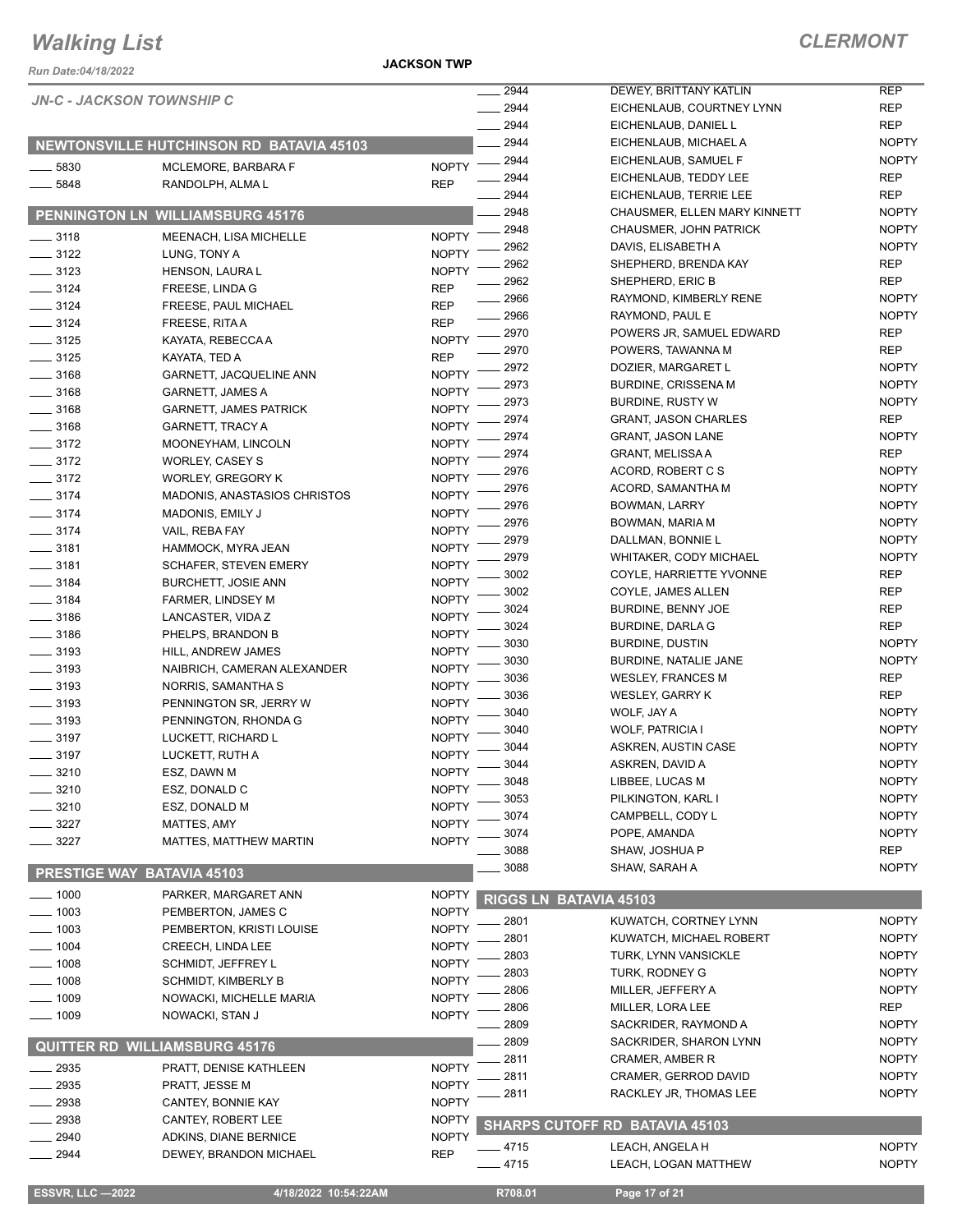# Walking List

## CLERMONT

Run Date:04/18/2022

JACKSON TWP

### JN-C - JACKSON TOWNSHIP C

#### NEWTONSVILLE HUTCHINSON RD BATAVIA 45103

| | | |
|---|---|---|
| ___ 5830 | MCLEMORE, BARBARA F | NOPTY |
| ___ 5848 | RANDOLPH, ALMA L | REP |

#### PENNINGTON LN WILLIAMSBURG 45176

| | | |
|---|---|---|
| ___ 3118 | MEENACH, LISA MICHELLE | NOPTY |
| ___ 3122 | LUNG, TONY A | NOPTY |
| ___ 3123 | HENSON, LAURA L | NOPTY |
| ___ 3124 | FREESE, LINDA G | REP |
| ___ 3124 | FREESE, PAUL MICHAEL | REP |
| ___ 3124 | FREESE, RITA A | REP |
| ___ 3125 | KAYATA, REBECCA A | NOPTY |
| ___ 3125 | KAYATA, TED A | REP |
| ___ 3168 | GARNETT, JACQUELINE ANN | NOPTY |
| ___ 3168 | GARNETT, JAMES A | NOPTY |
| ___ 3168 | GARNETT, JAMES PATRICK | NOPTY |
| ___ 3168 | GARNETT, TRACY A | NOPTY |
| ___ 3172 | MOONEYHAM, LINCOLN | NOPTY |
| ___ 3172 | WORLEY, CASEY S | NOPTY |
| ___ 3172 | WORLEY, GREGORY K | NOPTY |
| ___ 3174 | MADONIS, ANASTASIOS CHRISTOS | NOPTY |
| ___ 3174 | MADONIS, EMILY J | NOPTY |
| ___ 3174 | VAIL, REBA FAY | NOPTY |
| ___ 3181 | HAMMOCK, MYRA JEAN | NOPTY |
| ___ 3181 | SCHAFER, STEVEN EMERY | NOPTY |
| ___ 3184 | BURCHETT, JOSIE ANN | NOPTY |
| ___ 3184 | FARMER, LINDSEY M | NOPTY |
| ___ 3186 | LANCASTER, VIDA Z | NOPTY |
| ___ 3186 | PHELPS, BRANDON B | NOPTY |
| ___ 3193 | HILL, ANDREW JAMES | NOPTY |
| ___ 3193 | NAIBRICH, CAMERAN ALEXANDER | NOPTY |
| ___ 3193 | NORRIS, SAMANTHA S | NOPTY |
| ___ 3193 | PENNINGTON SR, JERRY W | NOPTY |
| ___ 3193 | PENNINGTON, RHONDA G | NOPTY |
| ___ 3197 | LUCKETT, RICHARD L | NOPTY |
| ___ 3197 | LUCKETT, RUTH A | NOPTY |
| ___ 3210 | ESZ, DAWN M | NOPTY |
| ___ 3210 | ESZ, DONALD C | NOPTY |
| ___ 3210 | ESZ, DONALD M | NOPTY |
| ___ 3227 | MATTES, AMY | NOPTY |
| ___ 3227 | MATTES, MATTHEW MARTIN | NOPTY |

#### PRESTIGE WAY BATAVIA 45103

| | | |
|---|---|---|
| ___ 1000 | PARKER, MARGARET ANN | NOPTY |
| ___ 1003 | PEMBERTON, JAMES C | NOPTY |
| ___ 1003 | PEMBERTON, KRISTI LOUISE | NOPTY |
| ___ 1004 | CREECH, LINDA LEE | NOPTY |
| ___ 1008 | SCHMIDT, JEFFREY L | NOPTY |
| ___ 1008 | SCHMIDT, KIMBERLY B | NOPTY |
| ___ 1009 | NOWACKI, MICHELLE MARIA | NOPTY |
| ___ 1009 | NOWACKI, STAN J | NOPTY |

#### QUITTER RD WILLIAMSBURG 45176

| | | |
|---|---|---|
| ___ 2935 | PRATT, DENISE KATHLEEN | NOPTY |
| ___ 2935 | PRATT, JESSE M | NOPTY |
| ___ 2938 | CANTEY, BONNIE KAY | NOPTY |
| ___ 2938 | CANTEY, ROBERT LEE | NOPTY |
| ___ 2940 | ADKINS, DIANE BERNICE | NOPTY |
| ___ 2944 | DEWEY, BRANDON MICHAEL | REP |
| ___ 2944 | DEWEY, BRITTANY KATLIN | REP |
| ___ 2944 | EICHENLAUB, COURTNEY LYNN | REP |
| ___ 2944 | EICHENLAUB, DANIEL L | REP |
| ___ 2944 | EICHENLAUB, MICHAEL A | NOPTY |
| ___ 2944 | EICHENLAUB, SAMUEL F | NOPTY |
| ___ 2944 | EICHENLAUB, TEDDY LEE | REP |
| ___ 2944 | EICHENLAUB, TERRIE LEE | REP |
| ___ 2948 | CHAUSMER, ELLEN MARY KINNETT | NOPTY |
| ___ 2948 | CHAUSMER, JOHN PATRICK | NOPTY |
| ___ 2962 | DAVIS, ELISABETH A | NOPTY |
| ___ 2962 | SHEPHERD, BRENDA KAY | REP |
| ___ 2962 | SHEPHERD, ERIC B | REP |
| ___ 2966 | RAYMOND, KIMBERLY RENE | NOPTY |
| ___ 2966 | RAYMOND, PAUL E | NOPTY |
| ___ 2970 | POWERS JR, SAMUEL EDWARD | REP |
| ___ 2970 | POWERS, TAWANNA M | REP |
| ___ 2972 | DOZIER, MARGARET L | NOPTY |
| ___ 2973 | BURDINE, CRISSENA M | NOPTY |
| ___ 2973 | BURDINE, RUSTY W | NOPTY |
| ___ 2974 | GRANT, JASON CHARLES | REP |
| ___ 2974 | GRANT, JASON LANE | NOPTY |
| ___ 2974 | GRANT, MELISSA A | REP |
| ___ 2976 | ACORD, ROBERT C S | NOPTY |
| ___ 2976 | ACORD, SAMANTHA M | NOPTY |
| ___ 2976 | BOWMAN, LARRY | NOPTY |
| ___ 2976 | BOWMAN, MARIA M | NOPTY |
| ___ 2979 | DALLMAN, BONNIE L | NOPTY |
| ___ 2979 | WHITAKER, CODY MICHAEL | NOPTY |
| ___ 3002 | COYLE, HARRIETTE YVONNE | REP |
| ___ 3002 | COYLE, JAMES ALLEN | REP |
| ___ 3024 | BURDINE, BENNY JOE | REP |
| ___ 3024 | BURDINE, DARLA G | REP |
| ___ 3030 | BURDINE, DUSTIN | NOPTY |
| ___ 3030 | BURDINE, NATALIE JANE | NOPTY |
| ___ 3036 | WESLEY, FRANCES M | REP |
| ___ 3036 | WESLEY, GARRY K | REP |
| ___ 3040 | WOLF, JAY A | NOPTY |
| ___ 3040 | WOLF, PATRICIA I | NOPTY |
| ___ 3044 | ASKREN, AUSTIN CASE | NOPTY |
| ___ 3044 | ASKREN, DAVID A | NOPTY |
| ___ 3048 | LIBBEE, LUCAS M | NOPTY |
| ___ 3053 | PILKINGTON, KARL I | NOPTY |
| ___ 3074 | CAMPBELL, CODY L | NOPTY |
| ___ 3074 | POPE, AMANDA | NOPTY |
| ___ 3088 | SHAW, JOSHUA P | REP |
| ___ 3088 | SHAW, SARAH A | NOPTY |

#### RIGGS LN BATAVIA 45103

| | | |
|---|---|---|
| ___ 2801 | KUWATCH, CORTNEY LYNN | NOPTY |
| ___ 2801 | KUWATCH, MICHAEL ROBERT | NOPTY |
| ___ 2803 | TURK, LYNN VANSICKLE | NOPTY |
| ___ 2803 | TURK, RODNEY G | NOPTY |
| ___ 2806 | MILLER, JEFFERY A | NOPTY |
| ___ 2806 | MILLER, LORA LEE | REP |
| ___ 2809 | SACKRIDER, RAYMOND A | NOPTY |
| ___ 2809 | SACKRIDER, SHARON LYNN | NOPTY |
| ___ 2811 | CRAMER, AMBER R | NOPTY |
| ___ 2811 | CRAMER, GERROD DAVID | NOPTY |
| ___ 2811 | RACKLEY JR, THOMAS LEE | NOPTY |

#### SHARPS CUTOFF RD BATAVIA 45103

| | | |
|---|---|---|
| ___ 4715 | LEACH, ANGELA H | NOPTY |
| ___ 4715 | LEACH, LOGAN MATTHEW | NOPTY |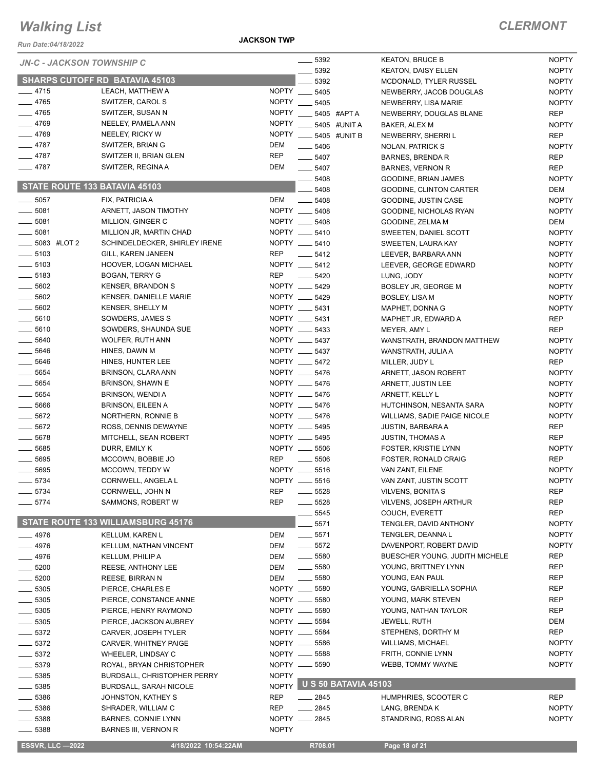# Walking List

## CLERMONT

Run Date:04/18/2022

JACKSON TWP

### JN-C - JACKSON TOWNSHIP C

#### SHARPS CUTOFF RD BATAVIA 45103

| No. | Name | Party |
|---|---|---|
| 4715 | LEACH, MATTHEW A | NOPTY |
| 4765 | SWITZER, CAROL S | NOPTY |
| 4765 | SWITZER, SUSAN N | NOPTY |
| 4769 | NEELEY, PAMELA ANN | NOPTY |
| 4769 | NEELEY, RICKY W | NOPTY |
| 4787 | SWITZER, BRIAN G | DEM |
| 4787 | SWITZER II, BRIAN GLEN | REP |
| 4787 | SWITZER, REGINA A | DEM |

#### STATE ROUTE 133 BATAVIA 45103

| No. | Name | Party |
|---|---|---|
| 5057 | FIX, PATRICIA A | DEM |
| 5081 | ARNETT, JASON TIMOTHY | NOPTY |
| 5081 | MILLION, GINGER C | NOPTY |
| 5081 | MILLION JR, MARTIN CHAD | NOPTY |
| 5083 #LOT 2 | SCHINDELDECKER, SHIRLEY IRENE | NOPTY |
| 5103 | GILL, KAREN JANEEN | REP |
| 5103 | HOOVER, LOGAN MICHAEL | NOPTY |
| 5183 | BOGAN, TERRY G | REP |
| 5602 | KENSER, BRANDON S | NOPTY |
| 5602 | KENSER, DANIELLE MARIE | NOPTY |
| 5602 | KENSER, SHELLY M | NOPTY |
| 5610 | SOWDERS, JAMES S | NOPTY |
| 5610 | SOWDERS, SHAUNDA SUE | NOPTY |
| 5640 | WOLFER, RUTH ANN | NOPTY |
| 5646 | HINES, DAWN M | NOPTY |
| 5646 | HINES, HUNTER LEE | NOPTY |
| 5654 | BRINSON, CLARA ANN | NOPTY |
| 5654 | BRINSON, SHAWN E | NOPTY |
| 5654 | BRINSON, WENDI A | NOPTY |
| 5666 | BRINSON, EILEEN A | NOPTY |
| 5672 | NORTHERN, RONNIE B | NOPTY |
| 5672 | ROSS, DENNIS DEWAYNE | NOPTY |
| 5678 | MITCHELL, SEAN ROBERT | NOPTY |
| 5685 | DURR, EMILY K | NOPTY |
| 5695 | MCCOWN, BOBBIE JO | REP |
| 5695 | MCCOWN, TEDDY W | NOPTY |
| 5734 | CORNWELL, ANGELA L | NOPTY |
| 5734 | CORNWELL, JOHN N | REP |
| 5774 | SAMMONS, ROBERT W | REP |

#### STATE ROUTE 133 WILLIAMSBURG 45176

| No. | Name | Party |
|---|---|---|
| 4976 | KELLUM, KAREN L | DEM |
| 4976 | KELLUM, NATHAN VINCENT | DEM |
| 4976 | KELLUM, PHILIP A | DEM |
| 5200 | REESE, ANTHONY LEE | DEM |
| 5200 | REESE, BIRRAN N | DEM |
| 5305 | PIERCE, CHARLES E | NOPTY |
| 5305 | PIERCE, CONSTANCE ANNE | NOPTY |
| 5305 | PIERCE, HENRY RAYMOND | NOPTY |
| 5305 | PIERCE, JACKSON AUBREY | NOPTY |
| 5372 | CARVER, JOSEPH TYLER | NOPTY |
| 5372 | CARVER, WHITNEY PAIGE | NOPTY |
| 5372 | WHEELER, LINDSAY C | NOPTY |
| 5379 | ROYAL, BRYAN CHRISTOPHER | NOPTY |
| 5385 | BURDSALL, CHRISTOPHER PERRY | NOPTY |
| 5385 | BURDSALL, SARAH NICOLE | NOPTY |
| 5386 | JOHNSTON, KATHEY S | REP |
| 5386 | SHRADER, WILLIAM C | REP |
| 5388 | BARNES, CONNIE LYNN | NOPTY |
| 5388 | BARNES III, VERNON R | NOPTY |
| 5392 | KEATON, BRUCE B | NOPTY |
| 5392 | KEATON, DAISY ELLEN | NOPTY |
| 5392 | MCDONALD, TYLER RUSSEL | NOPTY |
| 5405 | NEWBERRY, JACOB DOUGLAS | NOPTY |
| 5405 | NEWBERRY, LISA MARIE | NOPTY |
| 5405 #APT A | NEWBERRY, DOUGLAS BLANE | REP |
| 5405 #UNIT A | BAKER, ALEX M | NOPTY |
| 5405 #UNIT B | NEWBERRY, SHERRI L | REP |
| 5406 | NOLAN, PATRICK S | NOPTY |
| 5407 | BARNES, BRENDA R | REP |
| 5407 | BARNES, VERNON R | REP |
| 5408 | GOODINE, BRIAN JAMES | NOPTY |
| 5408 | GOODINE, CLINTON CARTER | DEM |
| 5408 | GOODINE, JUSTIN CASE | NOPTY |
| 5408 | GOODINE, NICHOLAS RYAN | NOPTY |
| 5408 | GOODINE, ZELMA M | DEM |
| 5410 | SWEETEN, DANIEL SCOTT | NOPTY |
| 5410 | SWEETEN, LAURA KAY | NOPTY |
| 5412 | LEEVER, BARBARA ANN | NOPTY |
| 5412 | LEEVER, GEORGE EDWARD | NOPTY |
| 5420 | LUNG, JODY | NOPTY |
| 5429 | BOSLEY JR, GEORGE M | NOPTY |
| 5429 | BOSLEY, LISA M | NOPTY |
| 5431 | MAPHET, DONNA G | NOPTY |
| 5431 | MAPHET JR, EDWARD A | REP |
| 5433 | MEYER, AMY L | REP |
| 5437 | WANSTRATH, BRANDON MATTHEW | NOPTY |
| 5437 | WANSTRATH, JULIA A | NOPTY |
| 5472 | MILLER, JUDY L | REP |
| 5476 | ARNETT, JASON ROBERT | NOPTY |
| 5476 | ARNETT, JUSTIN LEE | NOPTY |
| 5476 | ARNETT, KELLY L | NOPTY |
| 5476 | HUTCHINSON, NESANTA SARA | NOPTY |
| 5476 | WILLIAMS, SADIE PAIGE NICOLE | NOPTY |
| 5495 | JUSTIN, BARBARA A | REP |
| 5495 | JUSTIN, THOMAS A | REP |
| 5506 | FOSTER, KRISTIE LYNN | NOPTY |
| 5506 | FOSTER, RONALD CRAIG | REP |
| 5516 | VAN ZANT, EILENE | NOPTY |
| 5516 | VAN ZANT, JUSTIN SCOTT | NOPTY |
| 5528 | VILVENS, BONITA S | REP |
| 5528 | VILVENS, JOSEPH ARTHUR | REP |
| 5545 | COUCH, EVERETT | REP |
| 5571 | TENGLER, DAVID ANTHONY | NOPTY |
| 5571 | TENGLER, DEANNA L | NOPTY |
| 5572 | DAVENPORT, ROBERT DAVID | NOPTY |
| 5580 | BUESCHER YOUNG, JUDITH MICHELE | REP |
| 5580 | YOUNG, BRITTNEY LYNN | REP |
| 5580 | YOUNG, EAN PAUL | REP |
| 5580 | YOUNG, GABRIELLA SOPHIA | REP |
| 5580 | YOUNG, MARK STEVEN | REP |
| 5580 | YOUNG, NATHAN TAYLOR | REP |
| 5584 | JEWELL, RUTH | DEM |
| 5584 | STEPHENS, DORTHY M | REP |
| 5586 | WILLIAMS, MICHAEL | NOPTY |
| 5588 | FRITH, CONNIE LYNN | NOPTY |
| 5590 | WEBB, TOMMY WAYNE | NOPTY |

#### U S 50 BATAVIA 45103

| No. | Name | Party |
|---|---|---|
| 2845 | HUMPHRIES, SCOOTER C | REP |
| 2845 | LANG, BRENDA K | NOPTY |
| 2845 | STANDRING, ROSS ALAN | NOPTY |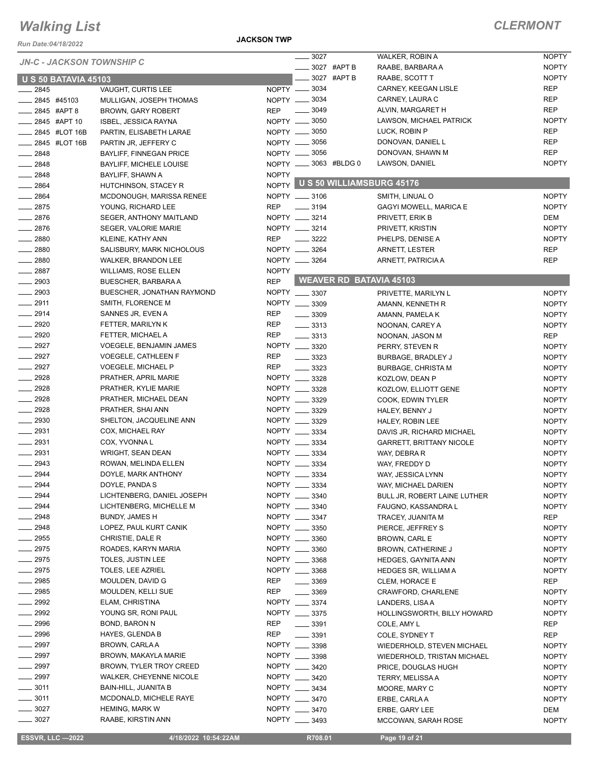# Walking List

**JACKSON TWP** — **CLERMONT**

*Run Date:04/18/2022*

*JN-C - JACKSON TOWNSHIP C*

## U S 50 BATAVIA 45103

| No. | Unit | Name | Party |
|---|---|---|---|
| 2845 | | VAUGHT, CURTIS LEE | NOPTY |
| 2845 | #45103 | MULLIGAN, JOSEPH THOMAS | NOPTY |
| 2845 | #APT 8 | BROWN, GARY ROBERT | REP |
| 2845 | #APT 10 | ISBEL, JESSICA RAYNA | NOPTY |
| 2845 | #LOT 16B | PARTIN, ELISABETH LARAE | NOPTY |
| 2845 | #LOT 16B | PARTIN JR, JEFFERY C | NOPTY |
| 2848 | | BAYLIFF, FINNEGAN PRICE | NOPTY |
| 2848 | | BAYLIFF, MICHELE LOUISE | NOPTY |
| 2848 | | BAYLIFF, SHAWN A | NOPTY |
| 2864 | | HUTCHINSON, STACEY R | NOPTY |
| 2864 | | MCDONOUGH, MARISSA RENEE | NOPTY |
| 2875 | | YOUNG, RICHARD LEE | REP |
| 2876 | | SEGER, ANTHONY MAITLAND | NOPTY |
| 2876 | | SEGER, VALORIE MARIE | NOPTY |
| 2880 | | KLEINE, KATHY ANN | REP |
| 2880 | | SALISBURY, MARK NICHOLOUS | NOPTY |
| 2880 | | WALKER, BRANDON LEE | NOPTY |
| 2887 | | WILLIAMS, ROSE ELLEN | NOPTY |
| 2903 | | BUESCHER, BARBARA A | REP |
| 2903 | | BUESCHER, JONATHAN RAYMOND | NOPTY |
| 2911 | | SMITH, FLORENCE M | NOPTY |
| 2914 | | SANNES JR, EVEN A | REP |
| 2920 | | FETTER, MARILYN K | REP |
| 2920 | | FETTER, MICHAEL A | REP |
| 2927 | | VOEGELE, BENJAMIN JAMES | NOPTY |
| 2927 | | VOEGELE, CATHLEEN F | REP |
| 2927 | | VOEGELE, MICHAEL P | REP |
| 2928 | | PRATHER, APRIL MARIE | NOPTY |
| 2928 | | PRATHER, KYLIE MARIE | NOPTY |
| 2928 | | PRATHER, MICHAEL DEAN | NOPTY |
| 2928 | | PRATHER, SHAI ANN | NOPTY |
| 2930 | | SHELTON, JACQUELINE ANN | NOPTY |
| 2931 | | COX, MICHAEL RAY | NOPTY |
| 2931 | | COX, YVONNA L | NOPTY |
| 2931 | | WRIGHT, SEAN DEAN | NOPTY |
| 2943 | | ROWAN, MELINDA ELLEN | NOPTY |
| 2944 | | DOYLE, MARK ANTHONY | NOPTY |
| 2944 | | DOYLE, PANDA S | NOPTY |
| 2944 | | LICHTENBERG, DANIEL JOSEPH | NOPTY |
| 2944 | | LICHTENBERG, MICHELLE M | NOPTY |
| 2948 | | BUNDY, JAMES H | NOPTY |
| 2948 | | LOPEZ, PAUL KURT CANIK | NOPTY |
| 2955 | | CHRISTIE, DALE R | NOPTY |
| 2975 | | ROADES, KARYN MARIA | NOPTY |
| 2975 | | TOLES, JUSTIN LEE | NOPTY |
| 2975 | | TOLES, LEE AZRIEL | NOPTY |
| 2985 | | MOULDEN, DAVID G | REP |
| 2985 | | MOULDEN, KELLI SUE | REP |
| 2992 | | ELAM, CHRISTINA | NOPTY |
| 2992 | | YOUNG SR, RONI PAUL | NOPTY |
| 2996 | | BOND, BARON N | REP |
| 2996 | | HAYES, GLENDA B | REP |
| 2997 | | BROWN, CARLA A | NOPTY |
| 2997 | | BROWN, MAKAYLA MARIE | NOPTY |
| 2997 | | BROWN, TYLER TROY CREED | NOPTY |
| 2997 | | WALKER, CHEYENNE NICOLE | NOPTY |
| 3011 | | BAIN-HILL, JUANITA B | NOPTY |
| 3011 | | MCDONALD, MICHELE RAYE | NOPTY |
| 3027 | | HEMING, MARK W | NOPTY |
| 3027 | | RAABE, KIRSTIN ANN | NOPTY |
| 3027 | | WALKER, ROBIN A | NOPTY |
| 3027 | #APT B | RAABE, BARBARA A | NOPTY |
| 3027 | #APT B | RAABE, SCOTT T | NOPTY |
| 3034 | | CARNEY, KEEGAN LISLE | REP |
| 3034 | | CARNEY, LAURA C | REP |
| 3049 | | ALVIN, MARGARET H | REP |
| 3050 | | LAWSON, MICHAEL PATRICK | NOPTY |
| 3050 | | LUCK, ROBIN P | REP |
| 3056 | | DONOVAN, DANIEL L | REP |
| 3056 | | DONOVAN, SHAWN M | REP |
| 3063 | #BLDG 0 | LAWSON, DANIEL | NOPTY |

## U S 50 WILLIAMSBURG 45176

| No. | Name | Party |
|---|---|---|
| 3106 | SMITH, LINUAL O | NOPTY |
| 3194 | GAGYI MOWELL, MARICA E | NOPTY |
| 3214 | PRIVETT, ERIK B | DEM |
| 3214 | PRIVETT, KRISTIN | NOPTY |
| 3222 | PHELPS, DENISE A | NOPTY |
| 3264 | ARNETT, LESTER | REP |
| 3264 | ARNETT, PATRICIA A | REP |

## WEAVER RD BATAVIA 45103

| No. | Name | Party |
|---|---|---|
| 3307 | PRIVETTE, MARILYN L | NOPTY |
| 3309 | AMANN, KENNETH R | NOPTY |
| 3309 | AMANN, PAMELA K | NOPTY |
| 3313 | NOONAN, CAREY A | NOPTY |
| 3313 | NOONAN, JASON M | REP |
| 3320 | PERRY, STEVEN R | NOPTY |
| 3323 | BURBAGE, BRADLEY J | NOPTY |
| 3323 | BURBAGE, CHRISTA M | NOPTY |
| 3328 | KOZLOW, DEAN P | NOPTY |
| 3328 | KOZLOW, ELLIOTT GENE | NOPTY |
| 3329 | COOK, EDWIN TYLER | NOPTY |
| 3329 | HALEY, BENNY J | NOPTY |
| 3329 | HALEY, ROBIN LEE | NOPTY |
| 3334 | DAVIS JR, RICHARD MICHAEL | NOPTY |
| 3334 | GARRETT, BRITTANY NICOLE | NOPTY |
| 3334 | WAY, DEBRA R | NOPTY |
| 3334 | WAY, FREDDY D | NOPTY |
| 3334 | WAY, JESSICA LYNN | NOPTY |
| 3334 | WAY, MICHAEL DARIEN | NOPTY |
| 3340 | BULL JR, ROBERT LAINE LUTHER | NOPTY |
| 3340 | FAUGNO, KASSANDRA L | NOPTY |
| 3347 | TRACEY, JUANITA M | REP |
| 3350 | PIERCE, JEFFREY S | NOPTY |
| 3360 | BROWN, CARL E | NOPTY |
| 3360 | BROWN, CATHERINE J | NOPTY |
| 3368 | HEDGES, GAYNITA ANN | NOPTY |
| 3368 | HEDGES SR, WILLIAM A | NOPTY |
| 3369 | CLEM, HORACE E | REP |
| 3369 | CRAWFORD, CHARLENE | NOPTY |
| 3374 | LANDERS, LISA A | NOPTY |
| 3375 | HOLLINGSWORTH, BILLY HOWARD | NOPTY |
| 3391 | COLE, AMY L | REP |
| 3391 | COLE, SYDNEY T | REP |
| 3398 | WIEDERHOLD, STEVEN MICHAEL | NOPTY |
| 3398 | WIEDERHOLD, TRISTAN MICHAEL | NOPTY |
| 3420 | PRICE, DOUGLAS HUGH | NOPTY |
| 3420 | TERRY, MELISSA A | NOPTY |
| 3434 | MOORE, MARY C | NOPTY |
| 3470 | ERBE, CARLA A | NOPTY |
| 3470 | ERBE, GARY LEE | DEM |
| 3493 | MCCOWAN, SARAH ROSE | NOPTY |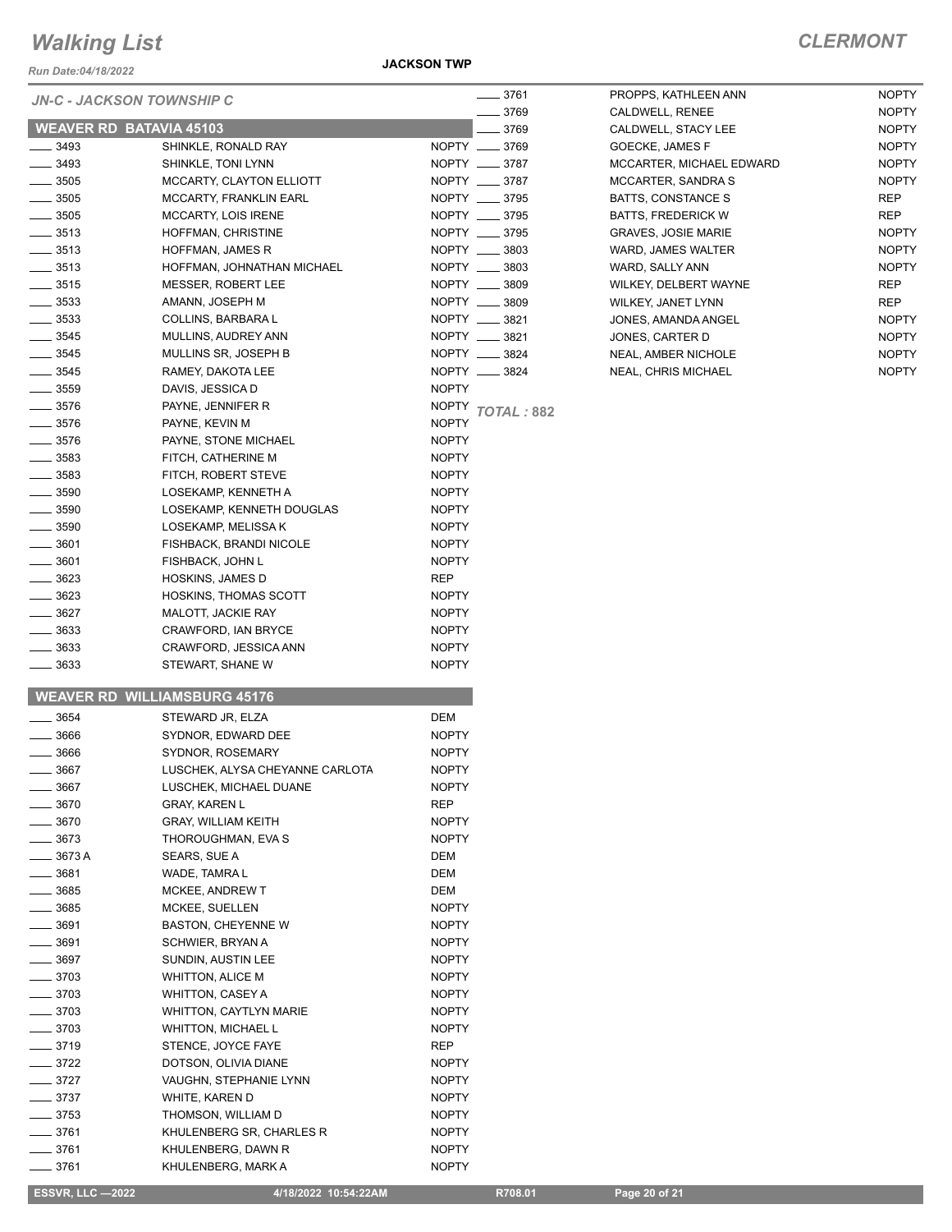# Walking List

**CLERMONT**

*Run Date:04/18/2022*

**JACKSON TWP**

*JN-C - JACKSON TOWNSHIP C*

## WEAVER RD BATAVIA 45103

| No. | Name | Party |
|---|---|---|
| ____ 3493 | SHINKLE, RONALD RAY | NOPTY |
| ____ 3493 | SHINKLE, TONI LYNN | NOPTY |
| ____ 3505 | MCCARTY, CLAYTON ELLIOTT | NOPTY |
| ____ 3505 | MCCARTY, FRANKLIN EARL | NOPTY |
| ____ 3505 | MCCARTY, LOIS IRENE | NOPTY |
| ____ 3513 | HOFFMAN, CHRISTINE | NOPTY |
| ____ 3513 | HOFFMAN, JAMES R | NOPTY |
| ____ 3513 | HOFFMAN, JOHNATHAN MICHAEL | NOPTY |
| ____ 3515 | MESSER, ROBERT LEE | NOPTY |
| ____ 3533 | AMANN, JOSEPH M | NOPTY |
| ____ 3533 | COLLINS, BARBARA L | NOPTY |
| ____ 3545 | MULLINS, AUDREY ANN | NOPTY |
| ____ 3545 | MULLINS SR, JOSEPH B | NOPTY |
| ____ 3545 | RAMEY, DAKOTA LEE | NOPTY |
| ____ 3559 | DAVIS, JESSICA D | NOPTY |
| ____ 3576 | PAYNE, JENNIFER R | NOPTY |
| ____ 3576 | PAYNE, KEVIN M | NOPTY |
| ____ 3576 | PAYNE, STONE MICHAEL | NOPTY |
| ____ 3583 | FITCH, CATHERINE M | NOPTY |
| ____ 3583 | FITCH, ROBERT STEVE | NOPTY |
| ____ 3590 | LOSEKAMP, KENNETH A | NOPTY |
| ____ 3590 | LOSEKAMP, KENNETH DOUGLAS | NOPTY |
| ____ 3590 | LOSEKAMP, MELISSA K | NOPTY |
| ____ 3601 | FISHBACK, BRANDI NICOLE | NOPTY |
| ____ 3601 | FISHBACK, JOHN L | NOPTY |
| ____ 3623 | HOSKINS, JAMES D | REP |
| ____ 3623 | HOSKINS, THOMAS SCOTT | NOPTY |
| ____ 3627 | MALOTT, JACKIE RAY | NOPTY |
| ____ 3633 | CRAWFORD, IAN BRYCE | NOPTY |
| ____ 3633 | CRAWFORD, JESSICA ANN | NOPTY |
| ____ 3633 | STEWART, SHANE W | NOPTY |

## WEAVER RD WILLIAMSBURG 45176

| No. | Name | Party |
|---|---|---|
| ____ 3654 | STEWARD JR, ELZA | DEM |
| ____ 3666 | SYDNOR, EDWARD DEE | NOPTY |
| ____ 3666 | SYDNOR, ROSEMARY | NOPTY |
| ____ 3667 | LUSCHEK, ALYSA CHEYANNE CARLOTA | NOPTY |
| ____ 3667 | LUSCHEK, MICHAEL DUANE | NOPTY |
| ____ 3670 | GRAY, KAREN L | REP |
| ____ 3670 | GRAY, WILLIAM KEITH | NOPTY |
| ____ 3673 | THOROUGHMAN, EVA S | NOPTY |
| ____ 3673 A | SEARS, SUE A | DEM |
| ____ 3681 | WADE, TAMRA L | DEM |
| ____ 3685 | MCKEE, ANDREW T | DEM |
| ____ 3685 | MCKEE, SUELLEN | NOPTY |
| ____ 3691 | BASTON, CHEYENNE W | NOPTY |
| ____ 3691 | SCHWIER, BRYAN A | NOPTY |
| ____ 3697 | SUNDIN, AUSTIN LEE | NOPTY |
| ____ 3703 | WHITTON, ALICE M | NOPTY |
| ____ 3703 | WHITTON, CASEY A | NOPTY |
| ____ 3703 | WHITTON, CAYTLYN MARIE | NOPTY |
| ____ 3703 | WHITTON, MICHAEL L | NOPTY |
| ____ 3719 | STENCE, JOYCE FAYE | REP |
| ____ 3722 | DOTSON, OLIVIA DIANE | NOPTY |
| ____ 3727 | VAUGHN, STEPHANIE LYNN | NOPTY |
| ____ 3737 | WHITE, KAREN D | NOPTY |
| ____ 3753 | THOMSON, WILLIAM D | NOPTY |
| ____ 3761 | KHULENBERG SR, CHARLES R | NOPTY |
| ____ 3761 | KHULENBERG, DAWN R | NOPTY |
| ____ 3761 | KHULENBERG, MARK A | NOPTY |
| ____ 3761 | PROPPS, KATHLEEN ANN | NOPTY |
| ____ 3769 | CALDWELL, RENEE | NOPTY |
| ____ 3769 | CALDWELL, STACY LEE | NOPTY |
| ____ 3769 | GOECKE, JAMES F | NOPTY |
| ____ 3787 | MCCARTER, MICHAEL EDWARD | NOPTY |
| ____ 3787 | MCCARTER, SANDRA S | NOPTY |
| ____ 3795 | BATTS, CONSTANCE S | REP |
| ____ 3795 | BATTS, FREDERICK W | REP |
| ____ 3795 | GRAVES, JOSIE MARIE | NOPTY |
| ____ 3803 | WARD, JAMES WALTER | NOPTY |
| ____ 3803 | WARD, SALLY ANN | NOPTY |
| ____ 3809 | WILKEY, DELBERT WAYNE | REP |
| ____ 3809 | WILKEY, JANET LYNN | REP |
| ____ 3821 | JONES, AMANDA ANGEL | NOPTY |
| ____ 3821 | JONES, CARTER D | NOPTY |
| ____ 3824 | NEAL, AMBER NICHOLE | NOPTY |
| ____ 3824 | NEAL, CHRIS MICHAEL | NOPTY |

*TOTAL : 882*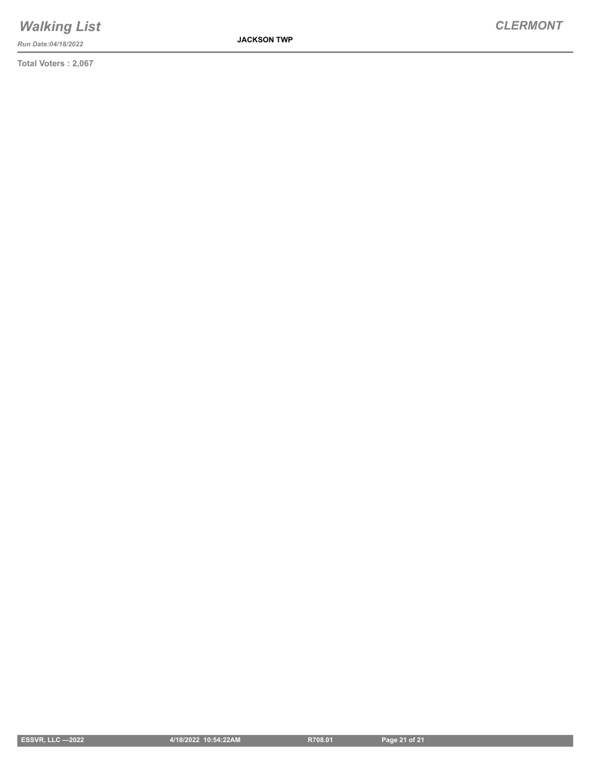Total Voters : 2,067